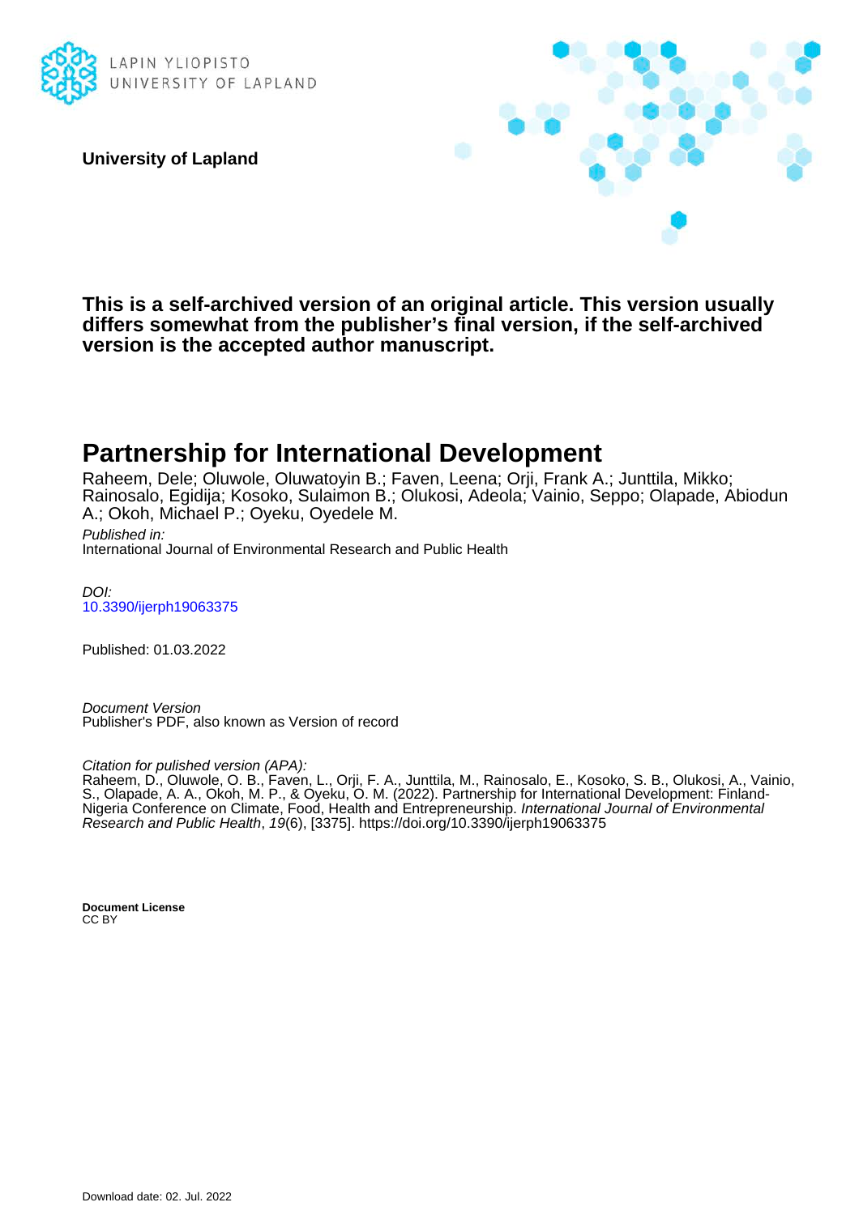LAPIN YLIOPISTO
UNIVERSITY OF LAPLAND

**University of Lapland**

**This is a self-archived version of an original article. This version usually differs somewhat from the publisher's final version, if the self-archived version is the accepted author manuscript.**

# Partnership for International Development

Raheem, Dele; Oluwole, Oluwatoyin B.; Faven, Leena; Orji, Frank A.; Junttila, Mikko; Rainosalo, Egidija; Kosoko, Sulaimon B.; Olukosi, Adeola; Vainio, Seppo; Olapade, Abiodun A.; Okoh, Michael P.; Oyeku, Oyedele M.

*Published in:*
International Journal of Environmental Research and Public Health

*DOI:*
10.3390/ijerph19063375

Published: 01.03.2022

*Document Version*
Publisher's PDF, also known as Version of record

*Citation for pulished version (APA):*
Raheem, D., Oluwole, O. B., Faven, L., Orji, F. A., Junttila, M., Rainosalo, E., Kosoko, S. B., Olukosi, A., Vainio, S., Olapade, A. A., Okoh, M. P., & Oyeku, O. M. (2022). Partnership for International Development: Finland-Nigeria Conference on Climate, Food, Health and Entrepreneurship. *International Journal of Environmental Research and Public Health*, *19*(6), [3375]. https://doi.org/10.3390/ijerph19063375

**Document License**
CC BY

Download date: 02. Jul. 2022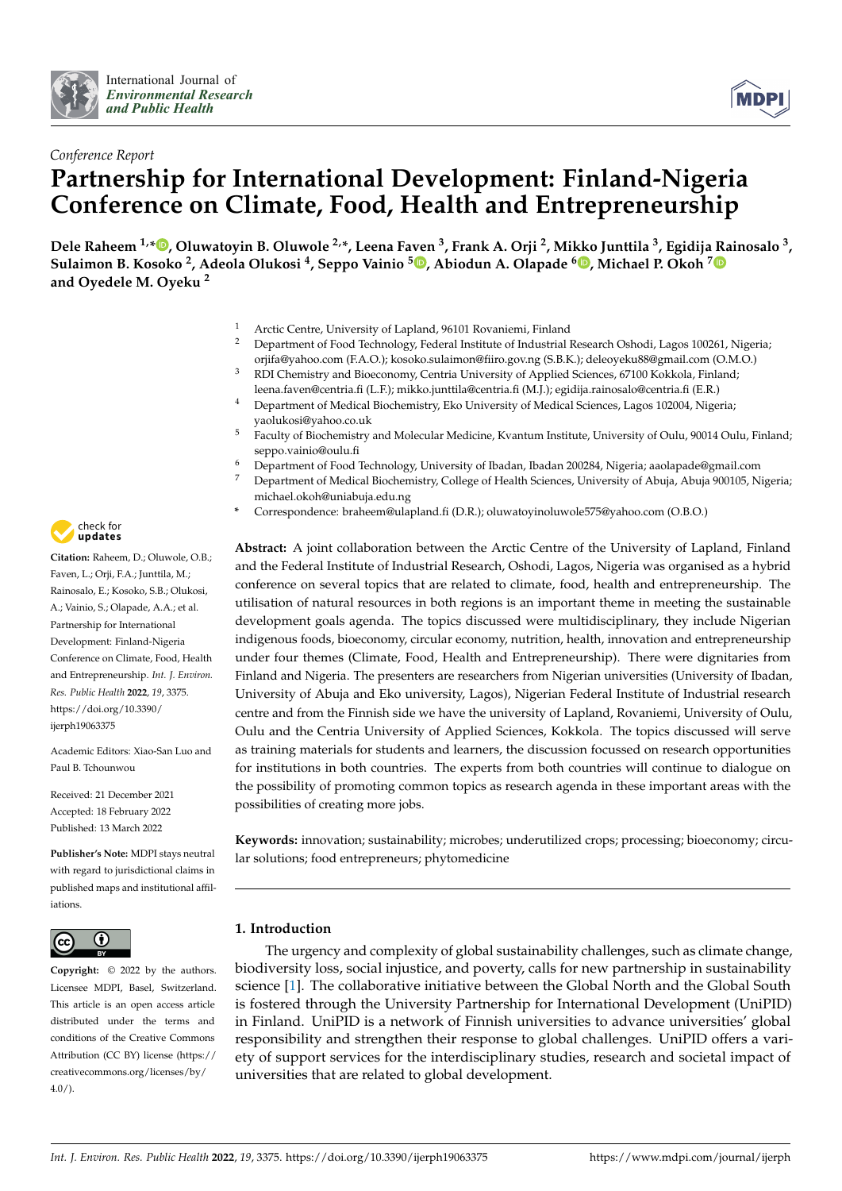*Conference Report*

# Partnership for International Development: Finland-Nigeria Conference on Climate, Food, Health and Entrepreneurship

**Dele Raheem [1,*], Oluwatoyin B. Oluwole [2,*], Leena Faven [3], Frank A. Orji [2], Mikko Junttila [3], Egidija Rainosalo [3], Sulaimon B. Kosoko [2], Adeola Olukosi [4], Seppo Vainio [5], Abiodun A. Olapade [6], Michael P. Okoh [7] and Oyedele M. Oyeku [2]**

[1] Arctic Centre, University of Lapland, 96101 Rovaniemi, Finland
[2] Department of Food Technology, Federal Institute of Industrial Research Oshodi, Lagos 100261, Nigeria; orjifa@yahoo.com (F.A.O.); kosoko.sulaimon@fiiro.gov.ng (S.B.K.); deleoyeku88@gmail.com (O.M.O.)
[3] RDI Chemistry and Bioeconomy, Centria University of Applied Sciences, 67100 Kokkola, Finland; leena.faven@centria.fi (L.F.); mikko.junttila@centria.fi (M.J.); egidija.rainosalo@centria.fi (E.R.)
[4] Department of Medical Biochemistry, Eko University of Medical Sciences, Lagos 102004, Nigeria; yaolukosi@yahoo.co.uk
[5] Faculty of Biochemistry and Molecular Medicine, Kvantum Institute, University of Oulu, 90014 Oulu, Finland; seppo.vainio@oulu.fi
[6] Department of Food Technology, University of Ibadan, Ibadan 200284, Nigeria; aaolapade@gmail.com
[7] Department of Medical Biochemistry, College of Health Sciences, University of Abuja, Abuja 900105, Nigeria; michael.okoh@uniabuja.edu.ng
* Correspondence: braheem@ulapland.fi (D.R.); oluwatoyinoluwole575@yahoo.com (O.B.O.)

**Citation:** Raheem, D.; Oluwole, O.B.; Faven, L.; Orji, F.A.; Junttila, M.; Rainosalo, E.; Kosoko, S.B.; Olukosi, A.; Vainio, S.; Olapade, A.A.; et al. Partnership for International Development: Finland-Nigeria Conference on Climate, Food, Health and Entrepreneurship. *Int. J. Environ. Res. Public Health* **2022**, *19*, 3375. https://doi.org/10.3390/ijerph19063375

Academic Editors: Xiao-San Luo and Paul B. Tchounwou

Received: 21 December 2021
Accepted: 18 February 2022
Published: 13 March 2022

**Publisher's Note:** MDPI stays neutral with regard to jurisdictional claims in published maps and institutional affiliations.

**Copyright:** © 2022 by the authors. Licensee MDPI, Basel, Switzerland. This article is an open access article distributed under the terms and conditions of the Creative Commons Attribution (CC BY) license (https://creativecommons.org/licenses/by/4.0/).

**Abstract:** A joint collaboration between the Arctic Centre of the University of Lapland, Finland and the Federal Institute of Industrial Research, Oshodi, Lagos, Nigeria was organised as a hybrid conference on several topics that are related to climate, food, health and entrepreneurship. The utilisation of natural resources in both regions is an important theme in meeting the sustainable development goals agenda. The topics discussed were multidisciplinary, they include Nigerian indigenous foods, bioeconomy, circular economy, nutrition, health, innovation and entrepreneurship under four themes (Climate, Food, Health and Entrepreneurship). There were dignitaries from Finland and Nigeria. The presenters are researchers from Nigerian universities (University of Ibadan, University of Abuja and Eko university, Lagos), Nigerian Federal Institute of Industrial research centre and from the Finnish side we have the university of Lapland, Rovaniemi, University of Oulu, Oulu and the Centria University of Applied Sciences, Kokkola. The topics discussed will serve as training materials for students and learners, the discussion focussed on research opportunities for institutions in both countries. The experts from both countries will continue to dialogue on the possibility of promoting common topics as research agenda in these important areas with the possibilities of creating more jobs.

**Keywords:** innovation; sustainability; microbes; underutilized crops; processing; bioeconomy; circular solutions; food entrepreneurs; phytomedicine

## 1. Introduction

The urgency and complexity of global sustainability challenges, such as climate change, biodiversity loss, social injustice, and poverty, calls for new partnership in sustainability science [1]. The collaborative initiative between the Global North and the Global South is fostered through the University Partnership for International Development (UniPID) in Finland. UniPID is a network of Finnish universities to advance universities' global responsibility and strengthen their response to global challenges. UniPID offers a variety of support services for the interdisciplinary studies, research and societal impact of universities that are related to global development.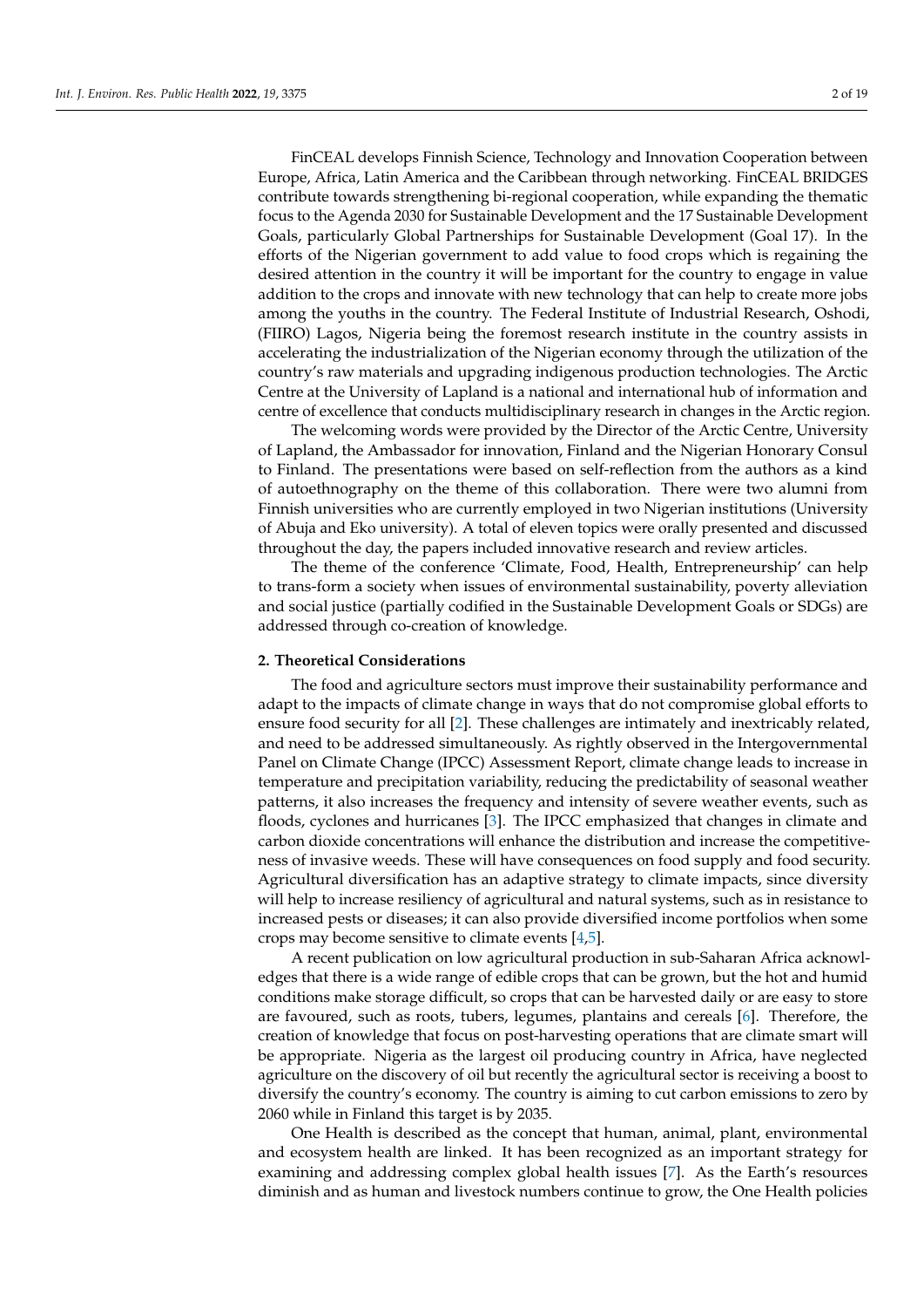FinCEAL develops Finnish Science, Technology and Innovation Cooperation between Europe, Africa, Latin America and the Caribbean through networking. FinCEAL BRIDGES contribute towards strengthening bi-regional cooperation, while expanding the thematic focus to the Agenda 2030 for Sustainable Development and the 17 Sustainable Development Goals, particularly Global Partnerships for Sustainable Development (Goal 17). In the efforts of the Nigerian government to add value to food crops which is regaining the desired attention in the country it will be important for the country to engage in value addition to the crops and innovate with new technology that can help to create more jobs among the youths in the country. The Federal Institute of Industrial Research, Oshodi, (FIIRO) Lagos, Nigeria being the foremost research institute in the country assists in accelerating the industrialization of the Nigerian economy through the utilization of the country's raw materials and upgrading indigenous production technologies. The Arctic Centre at the University of Lapland is a national and international hub of information and centre of excellence that conducts multidisciplinary research in changes in the Arctic region.

The welcoming words were provided by the Director of the Arctic Centre, University of Lapland, the Ambassador for innovation, Finland and the Nigerian Honorary Consul to Finland. The presentations were based on self-reflection from the authors as a kind of autoethnography on the theme of this collaboration. There were two alumni from Finnish universities who are currently employed in two Nigerian institutions (University of Abuja and Eko university). A total of eleven topics were orally presented and discussed throughout the day, the papers included innovative research and review articles.

The theme of the conference 'Climate, Food, Health, Entrepreneurship' can help to trans-form a society when issues of environmental sustainability, poverty alleviation and social justice (partially codified in the Sustainable Development Goals or SDGs) are addressed through co-creation of knowledge.

## 2. Theoretical Considerations

The food and agriculture sectors must improve their sustainability performance and adapt to the impacts of climate change in ways that do not compromise global efforts to ensure food security for all [2]. These challenges are intimately and inextricably related, and need to be addressed simultaneously. As rightly observed in the Intergovernmental Panel on Climate Change (IPCC) Assessment Report, climate change leads to increase in temperature and precipitation variability, reducing the predictability of seasonal weather patterns, it also increases the frequency and intensity of severe weather events, such as floods, cyclones and hurricanes [3]. The IPCC emphasized that changes in climate and carbon dioxide concentrations will enhance the distribution and increase the competitiveness of invasive weeds. These will have consequences on food supply and food security. Agricultural diversification has an adaptive strategy to climate impacts, since diversity will help to increase resiliency of agricultural and natural systems, such as in resistance to increased pests or diseases; it can also provide diversified income portfolios when some crops may become sensitive to climate events [4,5].

A recent publication on low agricultural production in sub-Saharan Africa acknowledges that there is a wide range of edible crops that can be grown, but the hot and humid conditions make storage difficult, so crops that can be harvested daily or are easy to store are favoured, such as roots, tubers, legumes, plantains and cereals [6]. Therefore, the creation of knowledge that focus on post-harvesting operations that are climate smart will be appropriate. Nigeria as the largest oil producing country in Africa, have neglected agriculture on the discovery of oil but recently the agricultural sector is receiving a boost to diversify the country's economy. The country is aiming to cut carbon emissions to zero by 2060 while in Finland this target is by 2035.

One Health is described as the concept that human, animal, plant, environmental and ecosystem health are linked. It has been recognized as an important strategy for examining and addressing complex global health issues [7]. As the Earth's resources diminish and as human and livestock numbers continue to grow, the One Health policies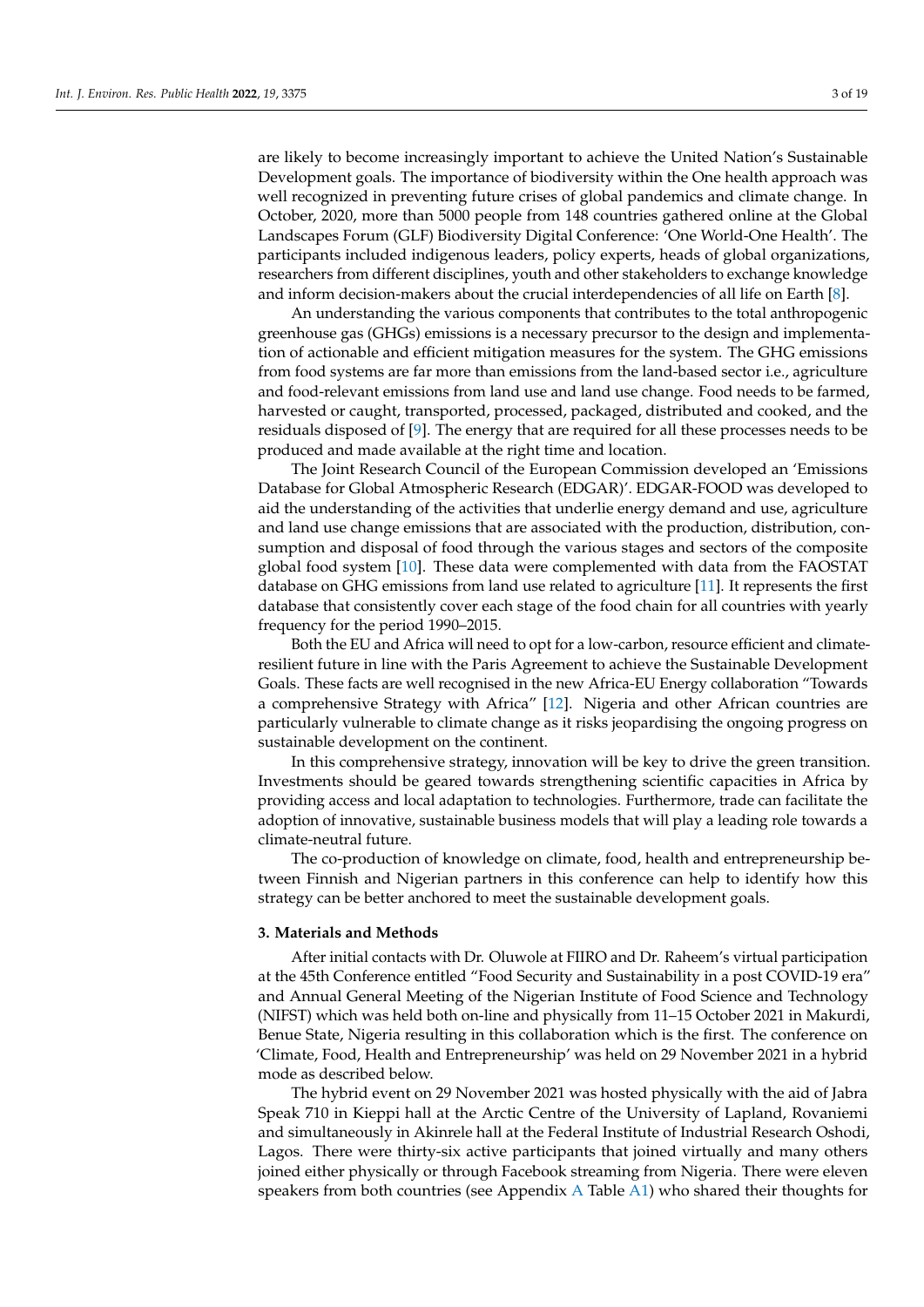are likely to become increasingly important to achieve the United Nation's Sustainable Development goals. The importance of biodiversity within the One health approach was well recognized in preventing future crises of global pandemics and climate change. In October, 2020, more than 5000 people from 148 countries gathered online at the Global Landscapes Forum (GLF) Biodiversity Digital Conference: 'One World-One Health'. The participants included indigenous leaders, policy experts, heads of global organizations, researchers from different disciplines, youth and other stakeholders to exchange knowledge and inform decision-makers about the crucial interdependencies of all life on Earth [8].

An understanding the various components that contributes to the total anthropogenic greenhouse gas (GHGs) emissions is a necessary precursor to the design and implementation of actionable and efficient mitigation measures for the system. The GHG emissions from food systems are far more than emissions from the land-based sector i.e., agriculture and food-relevant emissions from land use and land use change. Food needs to be farmed, harvested or caught, transported, processed, packaged, distributed and cooked, and the residuals disposed of [9]. The energy that are required for all these processes needs to be produced and made available at the right time and location.

The Joint Research Council of the European Commission developed an 'Emissions Database for Global Atmospheric Research (EDGAR)'. EDGAR-FOOD was developed to aid the understanding of the activities that underlie energy demand and use, agriculture and land use change emissions that are associated with the production, distribution, consumption and disposal of food through the various stages and sectors of the composite global food system [10]. These data were complemented with data from the FAOSTAT database on GHG emissions from land use related to agriculture [11]. It represents the first database that consistently cover each stage of the food chain for all countries with yearly frequency for the period 1990–2015.

Both the EU and Africa will need to opt for a low-carbon, resource efficient and climate-resilient future in line with the Paris Agreement to achieve the Sustainable Development Goals. These facts are well recognised in the new Africa-EU Energy collaboration "Towards a comprehensive Strategy with Africa" [12]. Nigeria and other African countries are particularly vulnerable to climate change as it risks jeopardising the ongoing progress on sustainable development on the continent.

In this comprehensive strategy, innovation will be key to drive the green transition. Investments should be geared towards strengthening scientific capacities in Africa by providing access and local adaptation to technologies. Furthermore, trade can facilitate the adoption of innovative, sustainable business models that will play a leading role towards a climate-neutral future.

The co-production of knowledge on climate, food, health and entrepreneurship between Finnish and Nigerian partners in this conference can help to identify how this strategy can be better anchored to meet the sustainable development goals.

## 3. Materials and Methods

After initial contacts with Dr. Oluwole at FIIRO and Dr. Raheem's virtual participation at the 45th Conference entitled "Food Security and Sustainability in a post COVID-19 era" and Annual General Meeting of the Nigerian Institute of Food Science and Technology (NIFST) which was held both on-line and physically from 11–15 October 2021 in Makurdi, Benue State, Nigeria resulting in this collaboration which is the first. The conference on 'Climate, Food, Health and Entrepreneurship' was held on 29 November 2021 in a hybrid mode as described below.

The hybrid event on 29 November 2021 was hosted physically with the aid of Jabra Speak 710 in Kieppi hall at the Arctic Centre of the University of Lapland, Rovaniemi and simultaneously in Akinrele hall at the Federal Institute of Industrial Research Oshodi, Lagos. There were thirty-six active participants that joined virtually and many others joined either physically or through Facebook streaming from Nigeria. There were eleven speakers from both countries (see Appendix A Table A1) who shared their thoughts for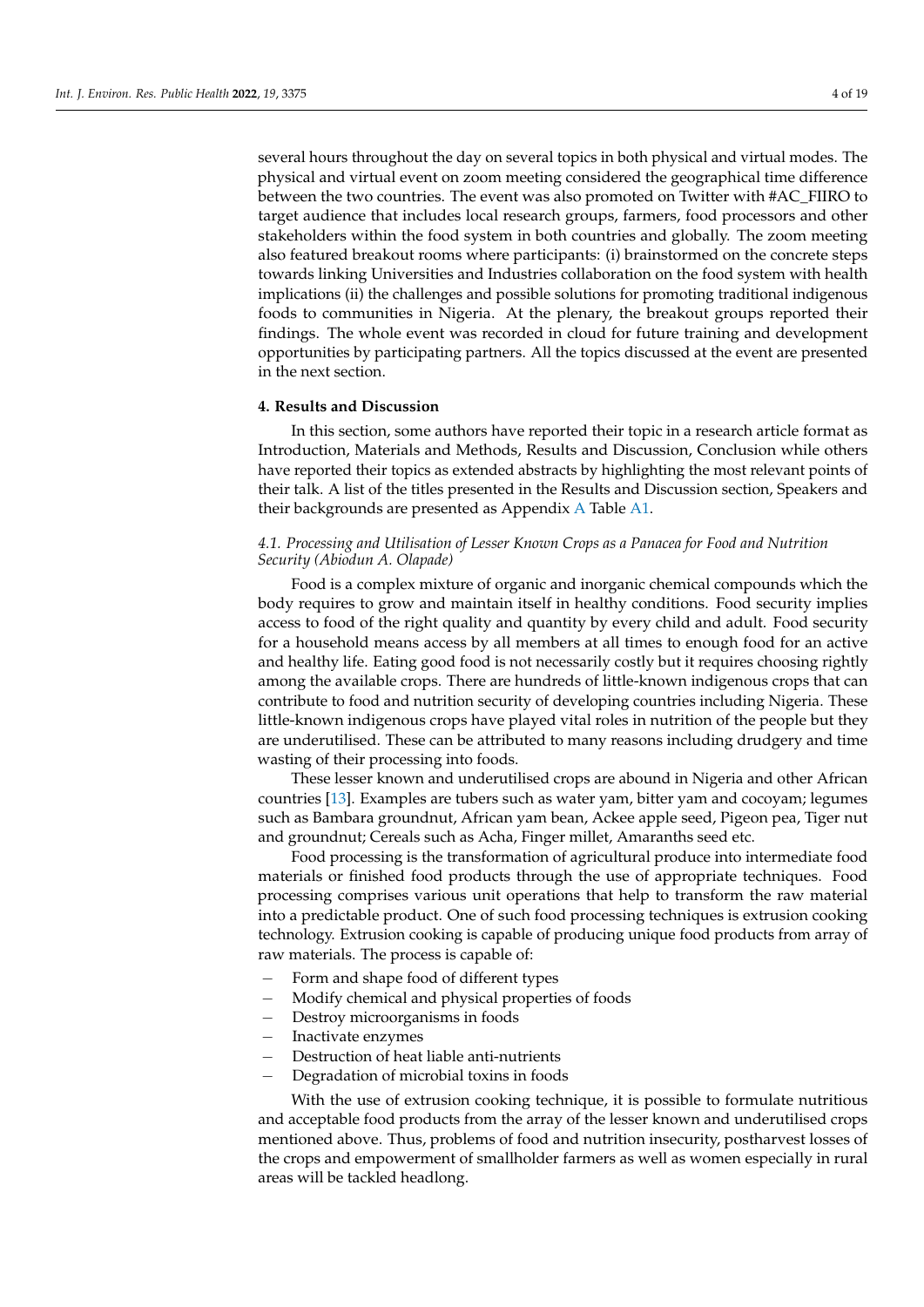several hours throughout the day on several topics in both physical and virtual modes. The physical and virtual event on zoom meeting considered the geographical time difference between the two countries. The event was also promoted on Twitter with #AC_FIIRO to target audience that includes local research groups, farmers, food processors and other stakeholders within the food system in both countries and globally. The zoom meeting also featured breakout rooms where participants: (i) brainstormed on the concrete steps towards linking Universities and Industries collaboration on the food system with health implications (ii) the challenges and possible solutions for promoting traditional indigenous foods to communities in Nigeria. At the plenary, the breakout groups reported their findings. The whole event was recorded in cloud for future training and development opportunities by participating partners. All the topics discussed at the event are presented in the next section.

## 4. Results and Discussion

In this section, some authors have reported their topic in a research article format as Introduction, Materials and Methods, Results and Discussion, Conclusion while others have reported their topics as extended abstracts by highlighting the most relevant points of their talk. A list of the titles presented in the Results and Discussion section, Speakers and their backgrounds are presented as Appendix A Table A1.

### *4.1. Processing and Utilisation of Lesser Known Crops as a Panacea for Food and Nutrition Security (Abiodun A. Olapade)*

Food is a complex mixture of organic and inorganic chemical compounds which the body requires to grow and maintain itself in healthy conditions. Food security implies access to food of the right quality and quantity by every child and adult. Food security for a household means access by all members at all times to enough food for an active and healthy life. Eating good food is not necessarily costly but it requires choosing rightly among the available crops. There are hundreds of little-known indigenous crops that can contribute to food and nutrition security of developing countries including Nigeria. These little-known indigenous crops have played vital roles in nutrition of the people but they are underutilised. These can be attributed to many reasons including drudgery and time wasting of their processing into foods.

These lesser known and underutilised crops are abound in Nigeria and other African countries [13]. Examples are tubers such as water yam, bitter yam and cocoyam; legumes such as Bambara groundnut, African yam bean, Ackee apple seed, Pigeon pea, Tiger nut and groundnut; Cereals such as Acha, Finger millet, Amaranths seed etc.

Food processing is the transformation of agricultural produce into intermediate food materials or finished food products through the use of appropriate techniques. Food processing comprises various unit operations that help to transform the raw material into a predictable product. One of such food processing techniques is extrusion cooking technology. Extrusion cooking is capable of producing unique food products from array of raw materials. The process is capable of:

- Form and shape food of different types
- Modify chemical and physical properties of foods
- Destroy microorganisms in foods
- Inactivate enzymes
- Destruction of heat liable anti-nutrients
- Degradation of microbial toxins in foods

With the use of extrusion cooking technique, it is possible to formulate nutritious and acceptable food products from the array of the lesser known and underutilised crops mentioned above. Thus, problems of food and nutrition insecurity, postharvest losses of the crops and empowerment of smallholder farmers as well as women especially in rural areas will be tackled headlong.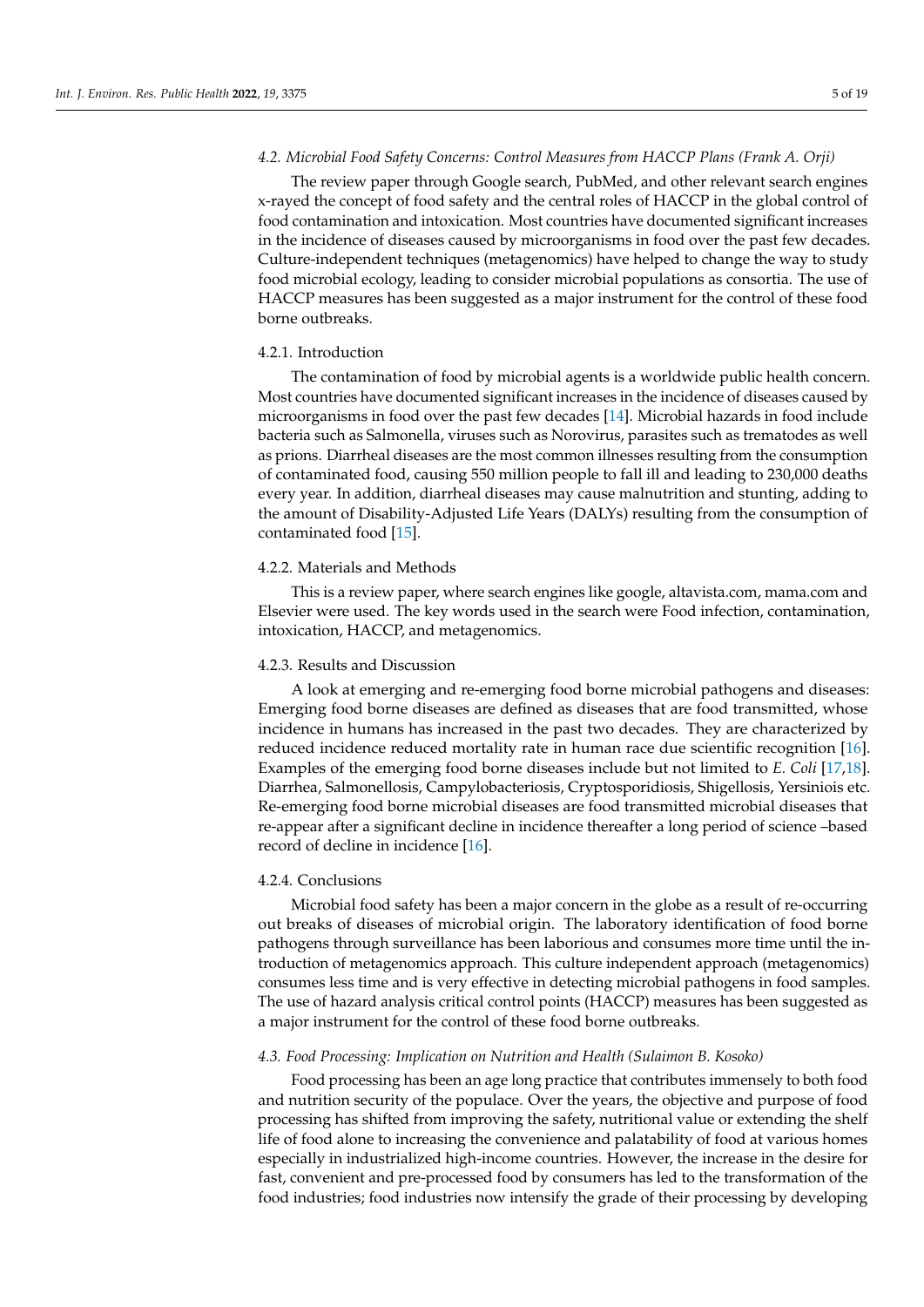### *4.2. Microbial Food Safety Concerns: Control Measures from HACCP Plans (Frank A. Orji)*

The review paper through Google search, PubMed, and other relevant search engines x-rayed the concept of food safety and the central roles of HACCP in the global control of food contamination and intoxication. Most countries have documented significant increases in the incidence of diseases caused by microorganisms in food over the past few decades. Culture-independent techniques (metagenomics) have helped to change the way to study food microbial ecology, leading to consider microbial populations as consortia. The use of HACCP measures has been suggested as a major instrument for the control of these food borne outbreaks.

#### 4.2.1. Introduction

The contamination of food by microbial agents is a worldwide public health concern. Most countries have documented significant increases in the incidence of diseases caused by microorganisms in food over the past few decades [14]. Microbial hazards in food include bacteria such as Salmonella, viruses such as Norovirus, parasites such as trematodes as well as prions. Diarrheal diseases are the most common illnesses resulting from the consumption of contaminated food, causing 550 million people to fall ill and leading to 230,000 deaths every year. In addition, diarrheal diseases may cause malnutrition and stunting, adding to the amount of Disability-Adjusted Life Years (DALYs) resulting from the consumption of contaminated food [15].

#### 4.2.2. Materials and Methods

This is a review paper, where search engines like google, altavista.com, mama.com and Elsevier were used. The key words used in the search were Food infection, contamination, intoxication, HACCP, and metagenomics.

#### 4.2.3. Results and Discussion

A look at emerging and re-emerging food borne microbial pathogens and diseases: Emerging food borne diseases are defined as diseases that are food transmitted, whose incidence in humans has increased in the past two decades. They are characterized by reduced incidence reduced mortality rate in human race due scientific recognition [16]. Examples of the emerging food borne diseases include but not limited to *E. Coli* [17,18]. Diarrhea, Salmonellosis, Campylobacteriosis, Cryptosporidiosis, Shigellosis, Yersiniois etc. Re-emerging food borne microbial diseases are food transmitted microbial diseases that re-appear after a significant decline in incidence thereafter a long period of science –based record of decline in incidence [16].

#### 4.2.4. Conclusions

Microbial food safety has been a major concern in the globe as a result of re-occurring out breaks of diseases of microbial origin. The laboratory identification of food borne pathogens through surveillance has been laborious and consumes more time until the introduction of metagenomics approach. This culture independent approach (metagenomics) consumes less time and is very effective in detecting microbial pathogens in food samples. The use of hazard analysis critical control points (HACCP) measures has been suggested as a major instrument for the control of these food borne outbreaks.

### *4.3. Food Processing: Implication on Nutrition and Health (Sulaimon B. Kosoko)*

Food processing has been an age long practice that contributes immensely to both food and nutrition security of the populace. Over the years, the objective and purpose of food processing has shifted from improving the safety, nutritional value or extending the shelf life of food alone to increasing the convenience and palatability of food at various homes especially in industrialized high-income countries. However, the increase in the desire for fast, convenient and pre-processed food by consumers has led to the transformation of the food industries; food industries now intensify the grade of their processing by developing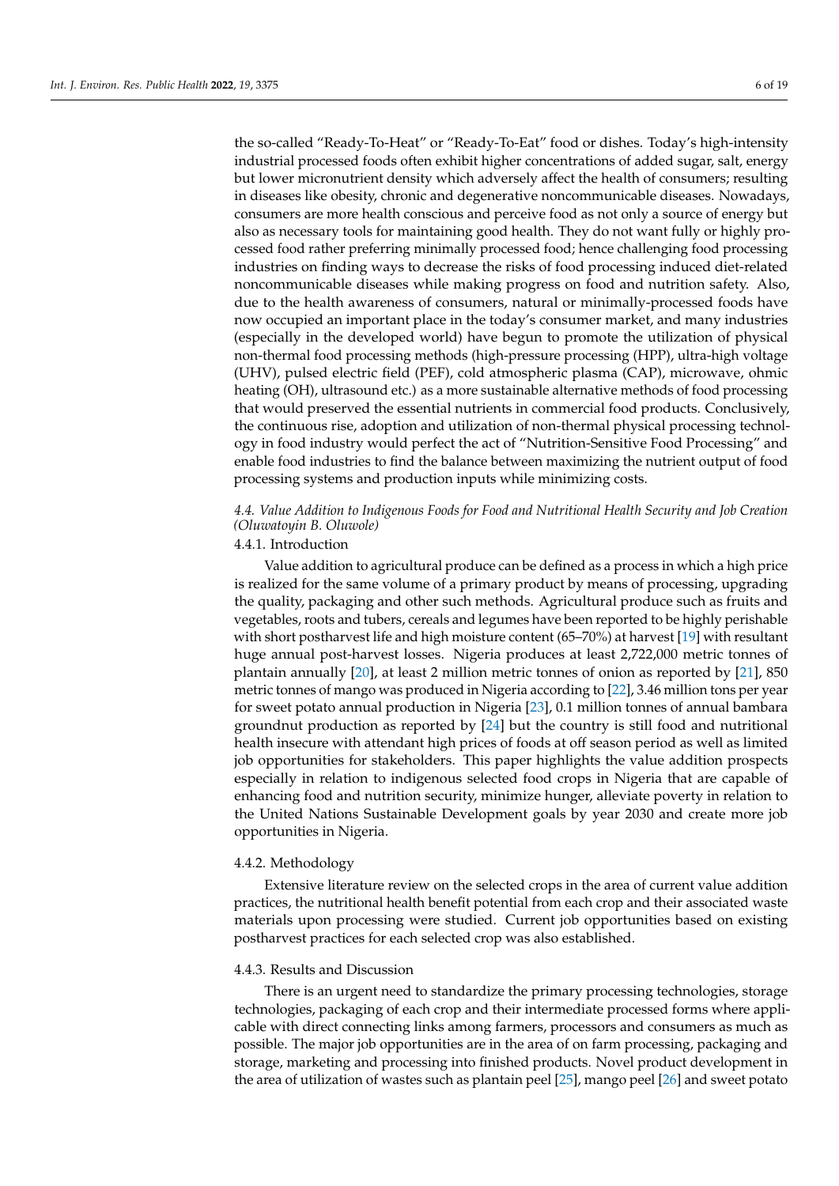the so-called "Ready-To-Heat" or "Ready-To-Eat" food or dishes. Today's high-intensity industrial processed foods often exhibit higher concentrations of added sugar, salt, energy but lower micronutrient density which adversely affect the health of consumers; resulting in diseases like obesity, chronic and degenerative noncommunicable diseases. Nowadays, consumers are more health conscious and perceive food as not only a source of energy but also as necessary tools for maintaining good health. They do not want fully or highly processed food rather preferring minimally processed food; hence challenging food processing industries on finding ways to decrease the risks of food processing induced diet-related noncommunicable diseases while making progress on food and nutrition safety. Also, due to the health awareness of consumers, natural or minimally-processed foods have now occupied an important place in the today's consumer market, and many industries (especially in the developed world) have begun to promote the utilization of physical non-thermal food processing methods (high-pressure processing (HPP), ultra-high voltage (UHV), pulsed electric field (PEF), cold atmospheric plasma (CAP), microwave, ohmic heating (OH), ultrasound etc.) as a more sustainable alternative methods of food processing that would preserved the essential nutrients in commercial food products. Conclusively, the continuous rise, adoption and utilization of non-thermal physical processing technology in food industry would perfect the act of "Nutrition-Sensitive Food Processing" and enable food industries to find the balance between maximizing the nutrient output of food processing systems and production inputs while minimizing costs.

### *4.4. Value Addition to Indigenous Foods for Food and Nutritional Health Security and Job Creation (Oluwatoyin B. Oluwole)*

#### 4.4.1. Introduction

Value addition to agricultural produce can be defined as a process in which a high price is realized for the same volume of a primary product by means of processing, upgrading the quality, packaging and other such methods. Agricultural produce such as fruits and vegetables, roots and tubers, cereals and legumes have been reported to be highly perishable with short postharvest life and high moisture content (65–70%) at harvest [19] with resultant huge annual post-harvest losses. Nigeria produces at least 2,722,000 metric tonnes of plantain annually [20], at least 2 million metric tonnes of onion as reported by [21], 850 metric tonnes of mango was produced in Nigeria according to [22], 3.46 million tons per year for sweet potato annual production in Nigeria [23], 0.1 million tonnes of annual bambara groundnut production as reported by [24] but the country is still food and nutritional health insecure with attendant high prices of foods at off season period as well as limited job opportunities for stakeholders. This paper highlights the value addition prospects especially in relation to indigenous selected food crops in Nigeria that are capable of enhancing food and nutrition security, minimize hunger, alleviate poverty in relation to the United Nations Sustainable Development goals by year 2030 and create more job opportunities in Nigeria.

#### 4.4.2. Methodology

Extensive literature review on the selected crops in the area of current value addition practices, the nutritional health benefit potential from each crop and their associated waste materials upon processing were studied. Current job opportunities based on existing postharvest practices for each selected crop was also established.

#### 4.4.3. Results and Discussion

There is an urgent need to standardize the primary processing technologies, storage technologies, packaging of each crop and their intermediate processed forms where applicable with direct connecting links among farmers, processors and consumers as much as possible. The major job opportunities are in the area of on farm processing, packaging and storage, marketing and processing into finished products. Novel product development in the area of utilization of wastes such as plantain peel [25], mango peel [26] and sweet potato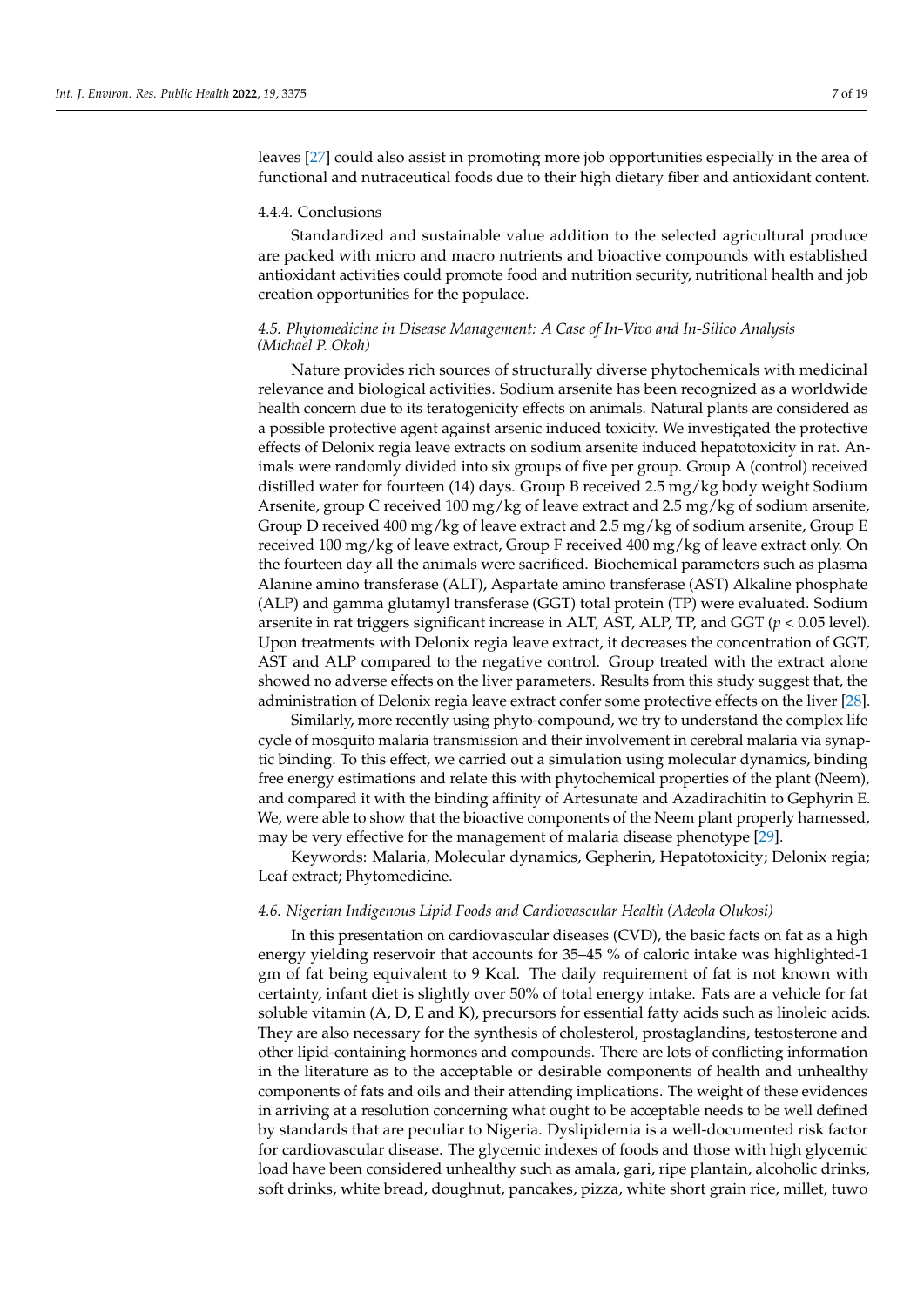leaves [27] could also assist in promoting more job opportunities especially in the area of functional and nutraceutical foods due to their high dietary fiber and antioxidant content.

#### 4.4.4. Conclusions

Standardized and sustainable value addition to the selected agricultural produce are packed with micro and macro nutrients and bioactive compounds with established antioxidant activities could promote food and nutrition security, nutritional health and job creation opportunities for the populace.

### *4.5. Phytomedicine in Disease Management: A Case of In-Vivo and In-Silico Analysis (Michael P. Okoh)*

Nature provides rich sources of structurally diverse phytochemicals with medicinal relevance and biological activities. Sodium arsenite has been recognized as a worldwide health concern due to its teratogenicity effects on animals. Natural plants are considered as a possible protective agent against arsenic induced toxicity. We investigated the protective effects of Delonix regia leave extracts on sodium arsenite induced hepatotoxicity in rat. Animals were randomly divided into six groups of five per group. Group A (control) received distilled water for fourteen (14) days. Group B received 2.5 mg/kg body weight Sodium Arsenite, group C received 100 mg/kg of leave extract and 2.5 mg/kg of sodium arsenite, Group D received 400 mg/kg of leave extract and 2.5 mg/kg of sodium arsenite, Group E received 100 mg/kg of leave extract, Group F received 400 mg/kg of leave extract only. On the fourteen day all the animals were sacrificed. Biochemical parameters such as plasma Alanine amino transferase (ALT), Aspartate amino transferase (AST) Alkaline phosphate (ALP) and gamma glutamyl transferase (GGT) total protein (TP) were evaluated. Sodium arsenite in rat triggers significant increase in ALT, AST, ALP, TP, and GGT ($p < 0.05$ level). Upon treatments with Delonix regia leave extract, it decreases the concentration of GGT, AST and ALP compared to the negative control. Group treated with the extract alone showed no adverse effects on the liver parameters. Results from this study suggest that, the administration of Delonix regia leave extract confer some protective effects on the liver [28].

Similarly, more recently using phyto-compound, we try to understand the complex life cycle of mosquito malaria transmission and their involvement in cerebral malaria via synaptic binding. To this effect, we carried out a simulation using molecular dynamics, binding free energy estimations and relate this with phytochemical properties of the plant (Neem), and compared it with the binding affinity of Artesunate and Azadirachitin to Gephyrin E. We, were able to show that the bioactive components of the Neem plant properly harnessed, may be very effective for the management of malaria disease phenotype [29].

Keywords: Malaria, Molecular dynamics, Gepherin, Hepatotoxicity; Delonix regia; Leaf extract; Phytomedicine.

### *4.6. Nigerian Indigenous Lipid Foods and Cardiovascular Health (Adeola Olukosi)*

In this presentation on cardiovascular diseases (CVD), the basic facts on fat as a high energy yielding reservoir that accounts for 35–45 % of caloric intake was highlighted-1 gm of fat being equivalent to 9 Kcal. The daily requirement of fat is not known with certainty, infant diet is slightly over 50% of total energy intake. Fats are a vehicle for fat soluble vitamin (A, D, E and K), precursors for essential fatty acids such as linoleic acids. They are also necessary for the synthesis of cholesterol, prostaglandins, testosterone and other lipid-containing hormones and compounds. There are lots of conflicting information in the literature as to the acceptable or desirable components of health and unhealthy components of fats and oils and their attending implications. The weight of these evidences in arriving at a resolution concerning what ought to be acceptable needs to be well defined by standards that are peculiar to Nigeria. Dyslipidemia is a well-documented risk factor for cardiovascular disease. The glycemic indexes of foods and those with high glycemic load have been considered unhealthy such as amala, gari, ripe plantain, alcoholic drinks, soft drinks, white bread, doughnut, pancakes, pizza, white short grain rice, millet, tuwo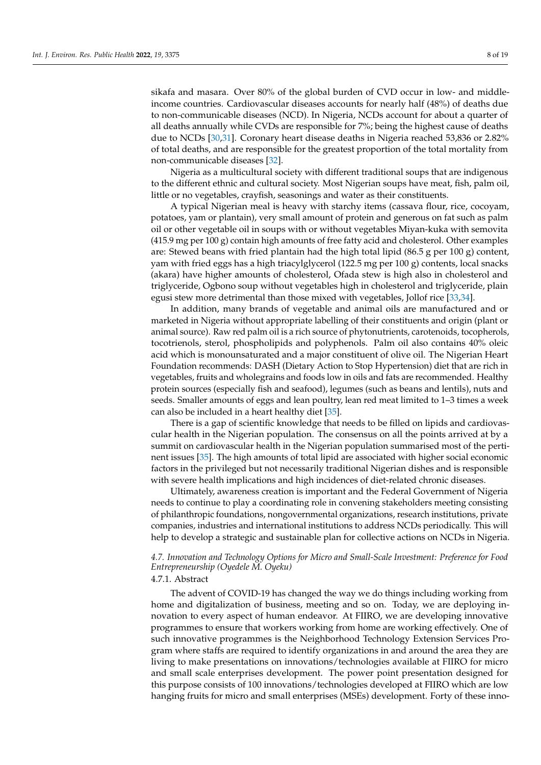sikafa and masara. Over 80% of the global burden of CVD occur in low- and middle-income countries. Cardiovascular diseases accounts for nearly half (48%) of deaths due to non-communicable diseases (NCD). In Nigeria, NCDs account for about a quarter of all deaths annually while CVDs are responsible for 7%; being the highest cause of deaths due to NCDs [30,31]. Coronary heart disease deaths in Nigeria reached 53,836 or 2.82% of total deaths, and are responsible for the greatest proportion of the total mortality from non-communicable diseases [32].

Nigeria as a multicultural society with different traditional soups that are indigenous to the different ethnic and cultural society. Most Nigerian soups have meat, fish, palm oil, little or no vegetables, crayfish, seasonings and water as their constituents.

A typical Nigerian meal is heavy with starchy items (cassava flour, rice, cocoyam, potatoes, yam or plantain), very small amount of protein and generous on fat such as palm oil or other vegetable oil in soups with or without vegetables Miyan-kuka with semovita (415.9 mg per 100 g) contain high amounts of free fatty acid and cholesterol. Other examples are: Stewed beans with fried plantain had the high total lipid (86.5 g per 100 g) content, yam with fried eggs has a high triacylglycerol (122.5 mg per 100 g) contents, local snacks (akara) have higher amounts of cholesterol, Ofada stew is high also in cholesterol and triglyceride, Ogbono soup without vegetables high in cholesterol and triglyceride, plain egusi stew more detrimental than those mixed with vegetables, Jollof rice [33,34].

In addition, many brands of vegetable and animal oils are manufactured and or marketed in Nigeria without appropriate labelling of their constituents and origin (plant or animal source). Raw red palm oil is a rich source of phytonutrients, carotenoids, tocopherols, tocotrienols, sterol, phospholipids and polyphenols. Palm oil also contains 40% oleic acid which is monounsaturated and a major constituent of olive oil. The Nigerian Heart Foundation recommends: DASH (Dietary Action to Stop Hypertension) diet that are rich in vegetables, fruits and wholegrains and foods low in oils and fats are recommended. Healthy protein sources (especially fish and seafood), legumes (such as beans and lentils), nuts and seeds. Smaller amounts of eggs and lean poultry, lean red meat limited to 1–3 times a week can also be included in a heart healthy diet [35].

There is a gap of scientific knowledge that needs to be filled on lipids and cardiovascular health in the Nigerian population. The consensus on all the points arrived at by a summit on cardiovascular health in the Nigerian population summarised most of the pertinent issues [35]. The high amounts of total lipid are associated with higher social economic factors in the privileged but not necessarily traditional Nigerian dishes and is responsible with severe health implications and high incidences of diet-related chronic diseases.

Ultimately, awareness creation is important and the Federal Government of Nigeria needs to continue to play a coordinating role in convening stakeholders meeting consisting of philanthropic foundations, nongovernmental organizations, research institutions, private companies, industries and international institutions to address NCDs periodically. This will help to develop a strategic and sustainable plan for collective actions on NCDs in Nigeria.

### *4.7. Innovation and Technology Options for Micro and Small-Scale Investment: Preference for Food Entrepreneurship (Oyedele M. Oyeku)*

#### 4.7.1. Abstract

The advent of COVID-19 has changed the way we do things including working from home and digitalization of business, meeting and so on. Today, we are deploying innovation to every aspect of human endeavor. At FIIRO, we are developing innovative programmes to ensure that workers working from home are working effectively. One of such innovative programmes is the Neighborhood Technology Extension Services Program where staffs are required to identify organizations in and around the area they are living to make presentations on innovations/technologies available at FIIRO for micro and small scale enterprises development. The power point presentation designed for this purpose consists of 100 innovations/technologies developed at FIIRO which are low hanging fruits for micro and small enterprises (MSEs) development. Forty of these inno-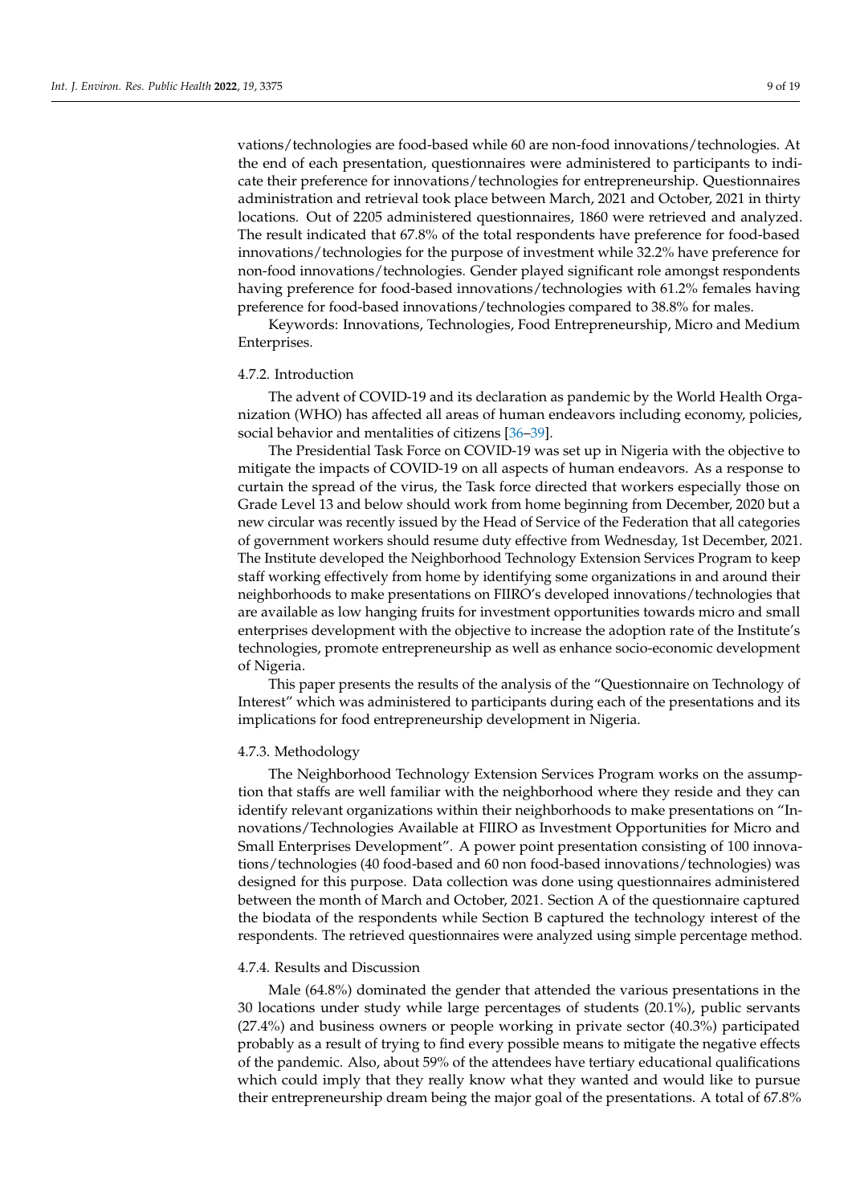vations/technologies are food-based while 60 are non-food innovations/technologies. At the end of each presentation, questionnaires were administered to participants to indicate their preference for innovations/technologies for entrepreneurship. Questionnaires administration and retrieval took place between March, 2021 and October, 2021 in thirty locations. Out of 2205 administered questionnaires, 1860 were retrieved and analyzed. The result indicated that 67.8% of the total respondents have preference for food-based innovations/technologies for the purpose of investment while 32.2% have preference for non-food innovations/technologies. Gender played significant role amongst respondents having preference for food-based innovations/technologies with 61.2% females having preference for food-based innovations/technologies compared to 38.8% for males.

Keywords: Innovations, Technologies, Food Entrepreneurship, Micro and Medium Enterprises.

#### 4.7.2. Introduction

The advent of COVID-19 and its declaration as pandemic by the World Health Organization (WHO) has affected all areas of human endeavors including economy, policies, social behavior and mentalities of citizens [36–39].

The Presidential Task Force on COVID-19 was set up in Nigeria with the objective to mitigate the impacts of COVID-19 on all aspects of human endeavors. As a response to curtain the spread of the virus, the Task force directed that workers especially those on Grade Level 13 and below should work from home beginning from December, 2020 but a new circular was recently issued by the Head of Service of the Federation that all categories of government workers should resume duty effective from Wednesday, 1st December, 2021. The Institute developed the Neighborhood Technology Extension Services Program to keep staff working effectively from home by identifying some organizations in and around their neighborhoods to make presentations on FIIRO's developed innovations/technologies that are available as low hanging fruits for investment opportunities towards micro and small enterprises development with the objective to increase the adoption rate of the Institute's technologies, promote entrepreneurship as well as enhance socio-economic development of Nigeria.

This paper presents the results of the analysis of the "Questionnaire on Technology of Interest" which was administered to participants during each of the presentations and its implications for food entrepreneurship development in Nigeria.

#### 4.7.3. Methodology

The Neighborhood Technology Extension Services Program works on the assumption that staffs are well familiar with the neighborhood where they reside and they can identify relevant organizations within their neighborhoods to make presentations on "Innovations/Technologies Available at FIIRO as Investment Opportunities for Micro and Small Enterprises Development". A power point presentation consisting of 100 innovations/technologies (40 food-based and 60 non food-based innovations/technologies) was designed for this purpose. Data collection was done using questionnaires administered between the month of March and October, 2021. Section A of the questionnaire captured the biodata of the respondents while Section B captured the technology interest of the respondents. The retrieved questionnaires were analyzed using simple percentage method.

#### 4.7.4. Results and Discussion

Male (64.8%) dominated the gender that attended the various presentations in the 30 locations under study while large percentages of students (20.1%), public servants (27.4%) and business owners or people working in private sector (40.3%) participated probably as a result of trying to find every possible means to mitigate the negative effects of the pandemic. Also, about 59% of the attendees have tertiary educational qualifications which could imply that they really know what they wanted and would like to pursue their entrepreneurship dream being the major goal of the presentations. A total of 67.8%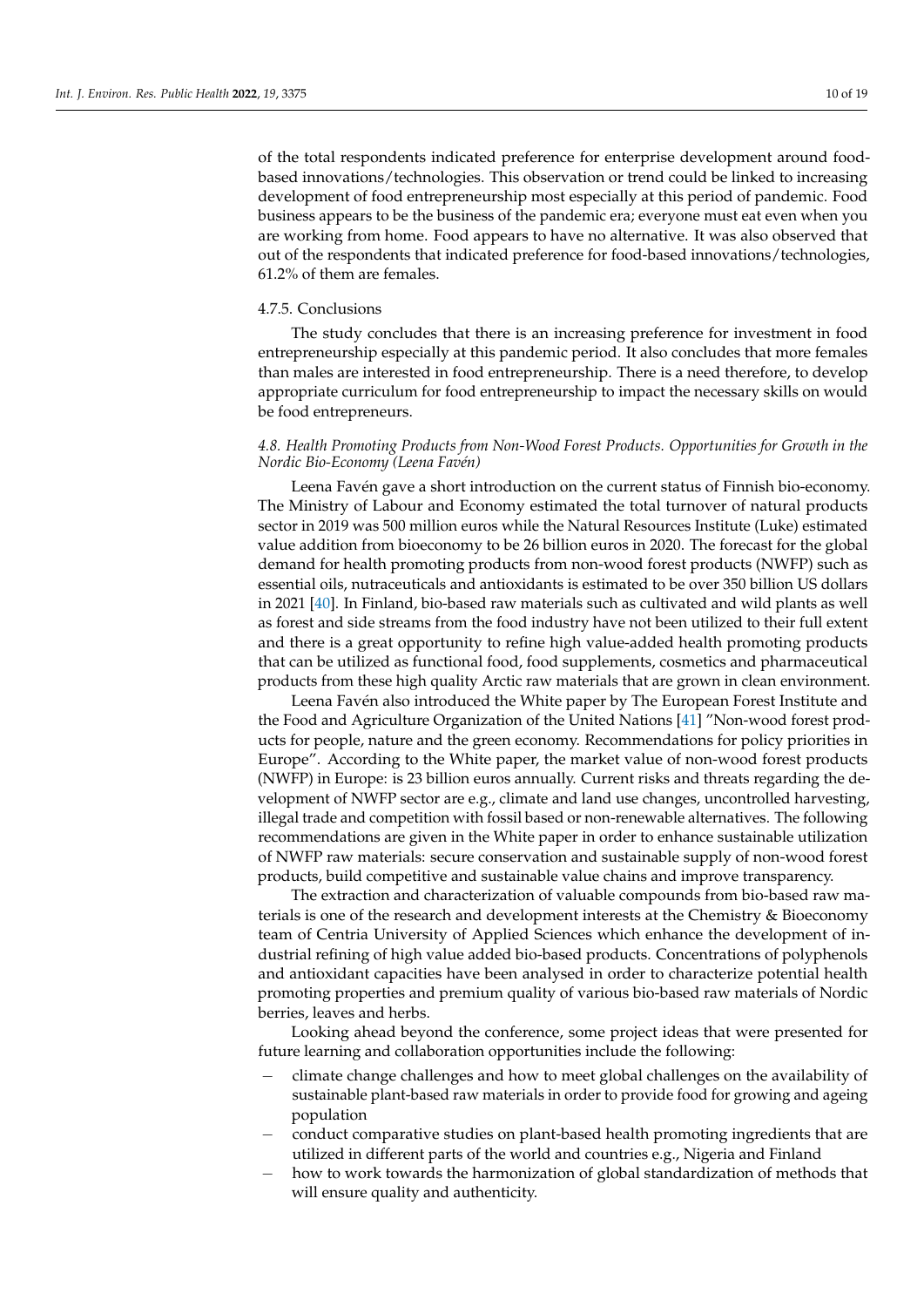of the total respondents indicated preference for enterprise development around food-based innovations/technologies. This observation or trend could be linked to increasing development of food entrepreneurship most especially at this period of pandemic. Food business appears to be the business of the pandemic era; everyone must eat even when you are working from home. Food appears to have no alternative. It was also observed that out of the respondents that indicated preference for food-based innovations/technologies, 61.2% of them are females.

#### 4.7.5. Conclusions

The study concludes that there is an increasing preference for investment in food entrepreneurship especially at this pandemic period. It also concludes that more females than males are interested in food entrepreneurship. There is a need therefore, to develop appropriate curriculum for food entrepreneurship to impact the necessary skills on would be food entrepreneurs.

### *4.8. Health Promoting Products from Non-Wood Forest Products. Opportunities for Growth in the Nordic Bio-Economy (Leena Favén)*

Leena Favén gave a short introduction on the current status of Finnish bio-economy. The Ministry of Labour and Economy estimated the total turnover of natural products sector in 2019 was 500 million euros while the Natural Resources Institute (Luke) estimated value addition from bioeconomy to be 26 billion euros in 2020. The forecast for the global demand for health promoting products from non-wood forest products (NWFP) such as essential oils, nutraceuticals and antioxidants is estimated to be over 350 billion US dollars in 2021 [40]. In Finland, bio-based raw materials such as cultivated and wild plants as well as forest and side streams from the food industry have not been utilized to their full extent and there is a great opportunity to refine high value-added health promoting products that can be utilized as functional food, food supplements, cosmetics and pharmaceutical products from these high quality Arctic raw materials that are grown in clean environment.

Leena Favén also introduced the White paper by The European Forest Institute and the Food and Agriculture Organization of the United Nations [41] "Non-wood forest products for people, nature and the green economy. Recommendations for policy priorities in Europe". According to the White paper, the market value of non-wood forest products (NWFP) in Europe: is 23 billion euros annually. Current risks and threats regarding the development of NWFP sector are e.g., climate and land use changes, uncontrolled harvesting, illegal trade and competition with fossil based or non-renewable alternatives. The following recommendations are given in the White paper in order to enhance sustainable utilization of NWFP raw materials: secure conservation and sustainable supply of non-wood forest products, build competitive and sustainable value chains and improve transparency.

The extraction and characterization of valuable compounds from bio-based raw materials is one of the research and development interests at the Chemistry & Bioeconomy team of Centria University of Applied Sciences which enhance the development of industrial refining of high value added bio-based products. Concentrations of polyphenols and antioxidant capacities have been analysed in order to characterize potential health promoting properties and premium quality of various bio-based raw materials of Nordic berries, leaves and herbs.

Looking ahead beyond the conference, some project ideas that were presented for future learning and collaboration opportunities include the following:

- climate change challenges and how to meet global challenges on the availability of sustainable plant-based raw materials in order to provide food for growing and ageing population
- conduct comparative studies on plant-based health promoting ingredients that are utilized in different parts of the world and countries e.g., Nigeria and Finland
- how to work towards the harmonization of global standardization of methods that will ensure quality and authenticity.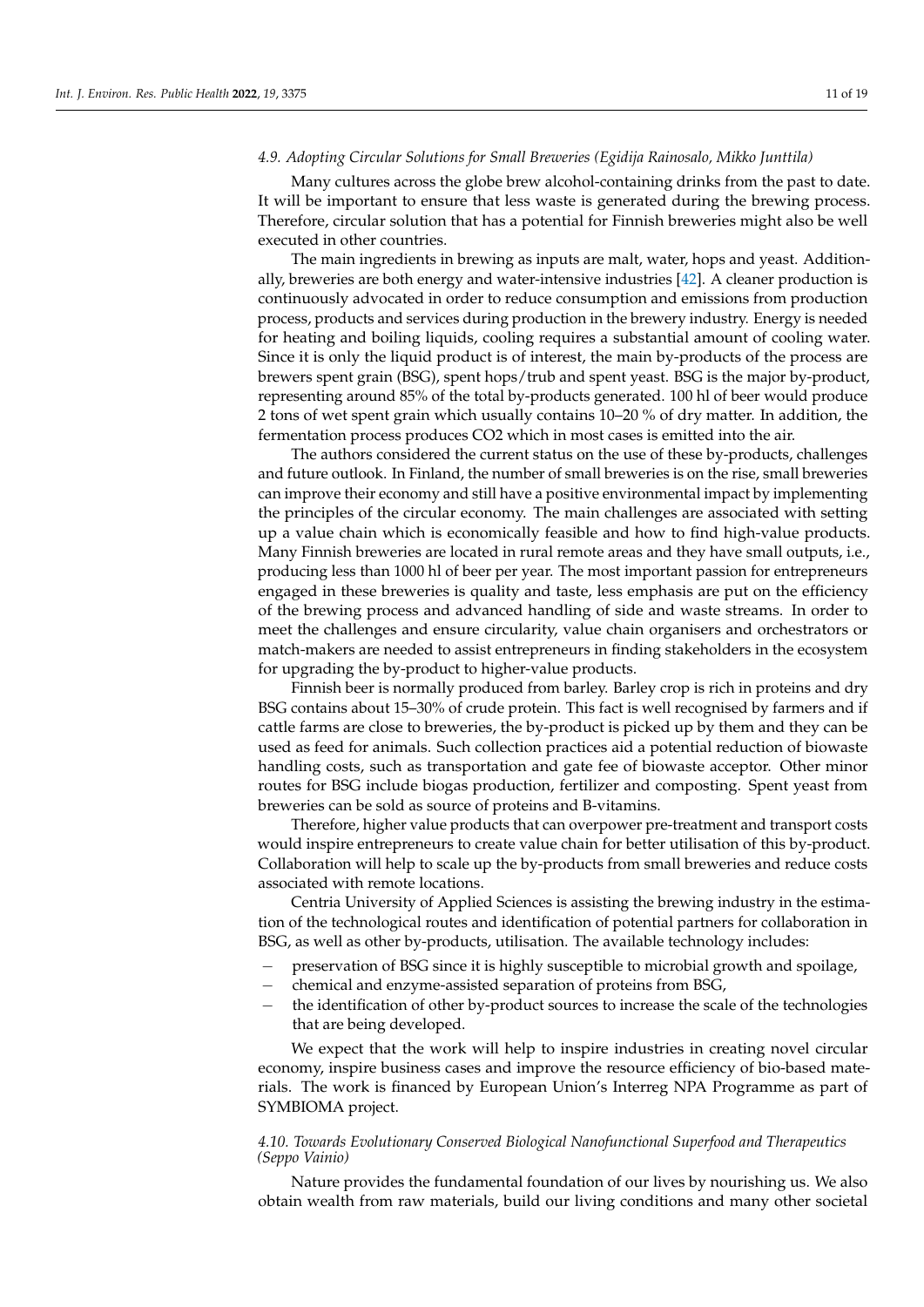#### *4.9. Adopting Circular Solutions for Small Breweries (Egidija Rainosalo, Mikko Junttila)*

Many cultures across the globe brew alcohol-containing drinks from the past to date. It will be important to ensure that less waste is generated during the brewing process. Therefore, circular solution that has a potential for Finnish breweries might also be well executed in other countries.

The main ingredients in brewing as inputs are malt, water, hops and yeast. Additionally, breweries are both energy and water-intensive industries [42]. A cleaner production is continuously advocated in order to reduce consumption and emissions from production process, products and services during production in the brewery industry. Energy is needed for heating and boiling liquids, cooling requires a substantial amount of cooling water. Since it is only the liquid product is of interest, the main by-products of the process are brewers spent grain (BSG), spent hops/trub and spent yeast. BSG is the major by-product, representing around 85% of the total by-products generated. 100 hl of beer would produce 2 tons of wet spent grain which usually contains 10–20 % of dry matter. In addition, the fermentation process produces $CO_2$ which in most cases is emitted into the air.

The authors considered the current status on the use of these by-products, challenges and future outlook. In Finland, the number of small breweries is on the rise, small breweries can improve their economy and still have a positive environmental impact by implementing the principles of the circular economy. The main challenges are associated with setting up a value chain which is economically feasible and how to find high-value products. Many Finnish breweries are located in rural remote areas and they have small outputs, i.e., producing less than 1000 hl of beer per year. The most important passion for entrepreneurs engaged in these breweries is quality and taste, less emphasis are put on the efficiency of the brewing process and advanced handling of side and waste streams. In order to meet the challenges and ensure circularity, value chain organisers and orchestrators or match-makers are needed to assist entrepreneurs in finding stakeholders in the ecosystem for upgrading the by-product to higher-value products.

Finnish beer is normally produced from barley. Barley crop is rich in proteins and dry BSG contains about 15–30% of crude protein. This fact is well recognised by farmers and if cattle farms are close to breweries, the by-product is picked up by them and they can be used as feed for animals. Such collection practices aid a potential reduction of biowaste handling costs, such as transportation and gate fee of biowaste acceptor. Other minor routes for BSG include biogas production, fertilizer and composting. Spent yeast from breweries can be sold as source of proteins and B-vitamins.

Therefore, higher value products that can overpower pre-treatment and transport costs would inspire entrepreneurs to create value chain for better utilisation of this by-product. Collaboration will help to scale up the by-products from small breweries and reduce costs associated with remote locations.

Centria University of Applied Sciences is assisting the brewing industry in the estimation of the technological routes and identification of potential partners for collaboration in BSG, as well as other by-products, utilisation. The available technology includes:

- preservation of BSG since it is highly susceptible to microbial growth and spoilage,
- chemical and enzyme-assisted separation of proteins from BSG,
- the identification of other by-product sources to increase the scale of the technologies that are being developed.

We expect that the work will help to inspire industries in creating novel circular economy, inspire business cases and improve the resource efficiency of bio-based materials. The work is financed by European Union's Interreg NPA Programme as part of SYMBIOMA project.

#### *4.10. Towards Evolutionary Conserved Biological Nanofunctional Superfood and Therapeutics (Seppo Vainio)*

Nature provides the fundamental foundation of our lives by nourishing us. We also obtain wealth from raw materials, build our living conditions and many other societal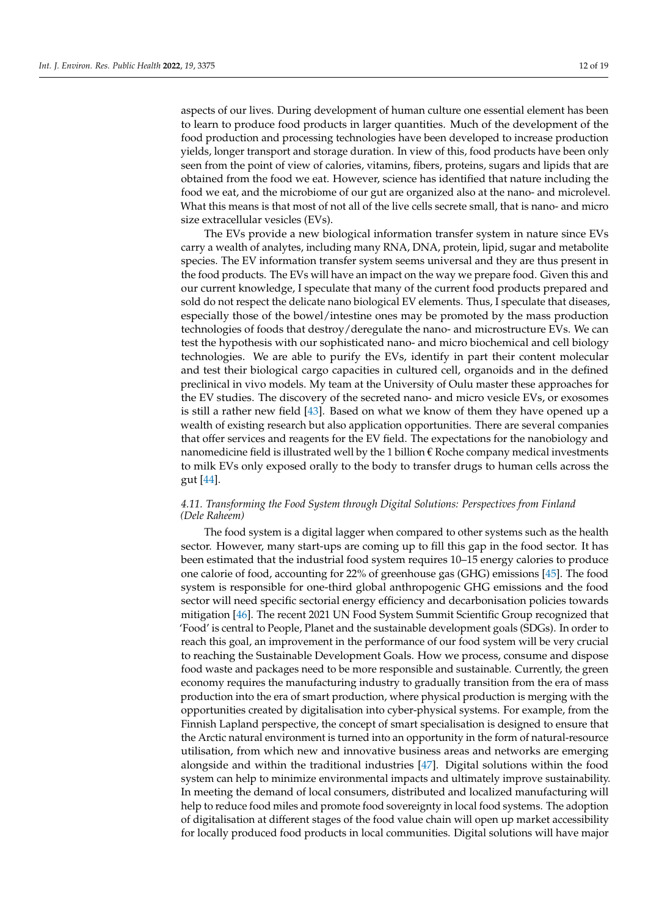aspects of our lives. During development of human culture one essential element has been to learn to produce food products in larger quantities. Much of the development of the food production and processing technologies have been developed to increase production yields, longer transport and storage duration. In view of this, food products have been only seen from the point of view of calories, vitamins, fibers, proteins, sugars and lipids that are obtained from the food we eat. However, science has identified that nature including the food we eat, and the microbiome of our gut are organized also at the nano- and microlevel. What this means is that most of not all of the live cells secrete small, that is nano- and micro size extracellular vesicles (EVs).

The EVs provide a new biological information transfer system in nature since EVs carry a wealth of analytes, including many RNA, DNA, protein, lipid, sugar and metabolite species. The EV information transfer system seems universal and they are thus present in the food products. The EVs will have an impact on the way we prepare food. Given this and our current knowledge, I speculate that many of the current food products prepared and sold do not respect the delicate nano biological EV elements. Thus, I speculate that diseases, especially those of the bowel/intestine ones may be promoted by the mass production technologies of foods that destroy/deregulate the nano- and microstructure EVs. We can test the hypothesis with our sophisticated nano- and micro biochemical and cell biology technologies. We are able to purify the EVs, identify in part their content molecular and test their biological cargo capacities in cultured cell, organoids and in the defined preclinical in vivo models. My team at the University of Oulu master these approaches for the EV studies. The discovery of the secreted nano- and micro vesicle EVs, or exosomes is still a rather new field [43]. Based on what we know of them they have opened up a wealth of existing research but also application opportunities. There are several companies that offer services and reagents for the EV field. The expectations for the nanobiology and nanomedicine field is illustrated well by the 1 billion € Roche company medical investments to milk EVs only exposed orally to the body to transfer drugs to human cells across the gut [44].

#### *4.11. Transforming the Food System through Digital Solutions: Perspectives from Finland (Dele Raheem)*

The food system is a digital lagger when compared to other systems such as the health sector. However, many start-ups are coming up to fill this gap in the food sector. It has been estimated that the industrial food system requires 10–15 energy calories to produce one calorie of food, accounting for 22% of greenhouse gas (GHG) emissions [45]. The food system is responsible for one-third global anthropogenic GHG emissions and the food sector will need specific sectorial energy efficiency and decarbonisation policies towards mitigation [46]. The recent 2021 UN Food System Summit Scientific Group recognized that 'Food' is central to People, Planet and the sustainable development goals (SDGs). In order to reach this goal, an improvement in the performance of our food system will be very crucial to reaching the Sustainable Development Goals. How we process, consume and dispose food waste and packages need to be more responsible and sustainable. Currently, the green economy requires the manufacturing industry to gradually transition from the era of mass production into the era of smart production, where physical production is merging with the opportunities created by digitalisation into cyber-physical systems. For example, from the Finnish Lapland perspective, the concept of smart specialisation is designed to ensure that the Arctic natural environment is turned into an opportunity in the form of natural-resource utilisation, from which new and innovative business areas and networks are emerging alongside and within the traditional industries [47]. Digital solutions within the food system can help to minimize environmental impacts and ultimately improve sustainability. In meeting the demand of local consumers, distributed and localized manufacturing will help to reduce food miles and promote food sovereignty in local food systems. The adoption of digitalisation at different stages of the food value chain will open up market accessibility for locally produced food products in local communities. Digital solutions will have major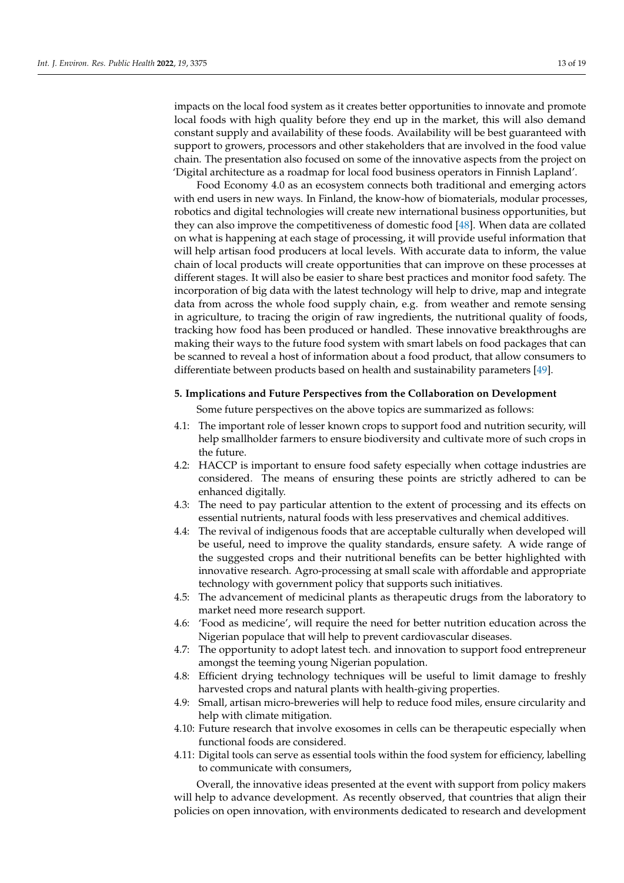impacts on the local food system as it creates better opportunities to innovate and promote local foods with high quality before they end up in the market, this will also demand constant supply and availability of these foods. Availability will be best guaranteed with support to growers, processors and other stakeholders that are involved in the food value chain. The presentation also focused on some of the innovative aspects from the project on 'Digital architecture as a roadmap for local food business operators in Finnish Lapland'.

Food Economy 4.0 as an ecosystem connects both traditional and emerging actors with end users in new ways. In Finland, the know-how of biomaterials, modular processes, robotics and digital technologies will create new international business opportunities, but they can also improve the competitiveness of domestic food [48]. When data are collated on what is happening at each stage of processing, it will provide useful information that will help artisan food producers at local levels. With accurate data to inform, the value chain of local products will create opportunities that can improve on these processes at different stages. It will also be easier to share best practices and monitor food safety. The incorporation of big data with the latest technology will help to drive, map and integrate data from across the whole food supply chain, e.g. from weather and remote sensing in agriculture, to tracing the origin of raw ingredients, the nutritional quality of foods, tracking how food has been produced or handled. These innovative breakthroughs are making their ways to the future food system with smart labels on food packages that can be scanned to reveal a host of information about a food product, that allow consumers to differentiate between products based on health and sustainability parameters [49].

## 5. Implications and Future Perspectives from the Collaboration on Development

Some future perspectives on the above topics are summarized as follows:

4.1: The important role of lesser known crops to support food and nutrition security, will help smallholder farmers to ensure biodiversity and cultivate more of such crops in the future.

4.2: HACCP is important to ensure food safety especially when cottage industries are considered. The means of ensuring these points are strictly adhered to can be enhanced digitally.

4.3: The need to pay particular attention to the extent of processing and its effects on essential nutrients, natural foods with less preservatives and chemical additives.

4.4: The revival of indigenous foods that are acceptable culturally when developed will be useful, need to improve the quality standards, ensure safety. A wide range of the suggested crops and their nutritional benefits can be better highlighted with innovative research. Agro-processing at small scale with affordable and appropriate technology with government policy that supports such initiatives.

4.5: The advancement of medicinal plants as therapeutic drugs from the laboratory to market need more research support.

4.6: 'Food as medicine', will require the need for better nutrition education across the Nigerian populace that will help to prevent cardiovascular diseases.

4.7: The opportunity to adopt latest tech. and innovation to support food entrepreneur amongst the teeming young Nigerian population.

4.8: Efficient drying technology techniques will be useful to limit damage to freshly harvested crops and natural plants with health-giving properties.

4.9: Small, artisan micro-breweries will help to reduce food miles, ensure circularity and help with climate mitigation.

4.10: Future research that involve exosomes in cells can be therapeutic especially when functional foods are considered.

4.11: Digital tools can serve as essential tools within the food system for efficiency, labelling to communicate with consumers,

Overall, the innovative ideas presented at the event with support from policy makers will help to advance development. As recently observed, that countries that align their policies on open innovation, with environments dedicated to research and development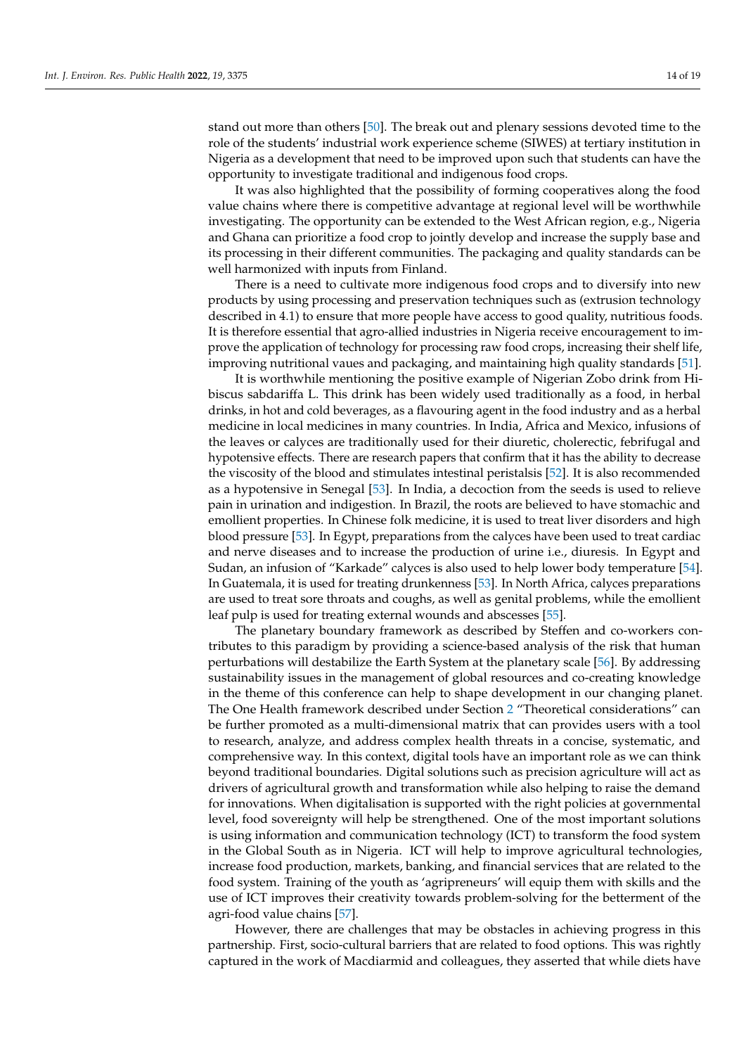stand out more than others [50]. The break out and plenary sessions devoted time to the role of the students' industrial work experience scheme (SIWES) at tertiary institution in Nigeria as a development that need to be improved upon such that students can have the opportunity to investigate traditional and indigenous food crops.

It was also highlighted that the possibility of forming cooperatives along the food value chains where there is competitive advantage at regional level will be worthwhile investigating. The opportunity can be extended to the West African region, e.g., Nigeria and Ghana can prioritize a food crop to jointly develop and increase the supply base and its processing in their different communities. The packaging and quality standards can be well harmonized with inputs from Finland.

There is a need to cultivate more indigenous food crops and to diversify into new products by using processing and preservation techniques such as (extrusion technology described in 4.1) to ensure that more people have access to good quality, nutritious foods. It is therefore essential that agro-allied industries in Nigeria receive encouragement to improve the application of technology for processing raw food crops, increasing their shelf life, improving nutritional vaues and packaging, and maintaining high quality standards [51].

It is worthwhile mentioning the positive example of Nigerian Zobo drink from Hibiscus sabdariffa L. This drink has been widely used traditionally as a food, in herbal drinks, in hot and cold beverages, as a flavouring agent in the food industry and as a herbal medicine in local medicines in many countries. In India, Africa and Mexico, infusions of the leaves or calyces are traditionally used for their diuretic, cholerectic, febrifugal and hypotensive effects. There are research papers that confirm that it has the ability to decrease the viscosity of the blood and stimulates intestinal peristalsis [52]. It is also recommended as a hypotensive in Senegal [53]. In India, a decoction from the seeds is used to relieve pain in urination and indigestion. In Brazil, the roots are believed to have stomachic and emollient properties. In Chinese folk medicine, it is used to treat liver disorders and high blood pressure [53]. In Egypt, preparations from the calyces have been used to treat cardiac and nerve diseases and to increase the production of urine i.e., diuresis. In Egypt and Sudan, an infusion of "Karkade" calyces is also used to help lower body temperature [54]. In Guatemala, it is used for treating drunkenness [53]. In North Africa, calyces preparations are used to treat sore throats and coughs, as well as genital problems, while the emollient leaf pulp is used for treating external wounds and abscesses [55].

The planetary boundary framework as described by Steffen and co-workers contributes to this paradigm by providing a science-based analysis of the risk that human perturbations will destabilize the Earth System at the planetary scale [56]. By addressing sustainability issues in the management of global resources and co-creating knowledge in the theme of this conference can help to shape development in our changing planet. The One Health framework described under Section 2 "Theoretical considerations" can be further promoted as a multi-dimensional matrix that can provides users with a tool to research, analyze, and address complex health threats in a concise, systematic, and comprehensive way. In this context, digital tools have an important role as we can think beyond traditional boundaries. Digital solutions such as precision agriculture will act as drivers of agricultural growth and transformation while also helping to raise the demand for innovations. When digitalisation is supported with the right policies at governmental level, food sovereignty will help be strengthened. One of the most important solutions is using information and communication technology (ICT) to transform the food system in the Global South as in Nigeria. ICT will help to improve agricultural technologies, increase food production, markets, banking, and financial services that are related to the food system. Training of the youth as 'agripreneurs' will equip them with skills and the use of ICT improves their creativity towards problem-solving for the betterment of the agri-food value chains [57].

However, there are challenges that may be obstacles in achieving progress in this partnership. First, socio-cultural barriers that are related to food options. This was rightly captured in the work of Macdiarmid and colleagues, they asserted that while diets have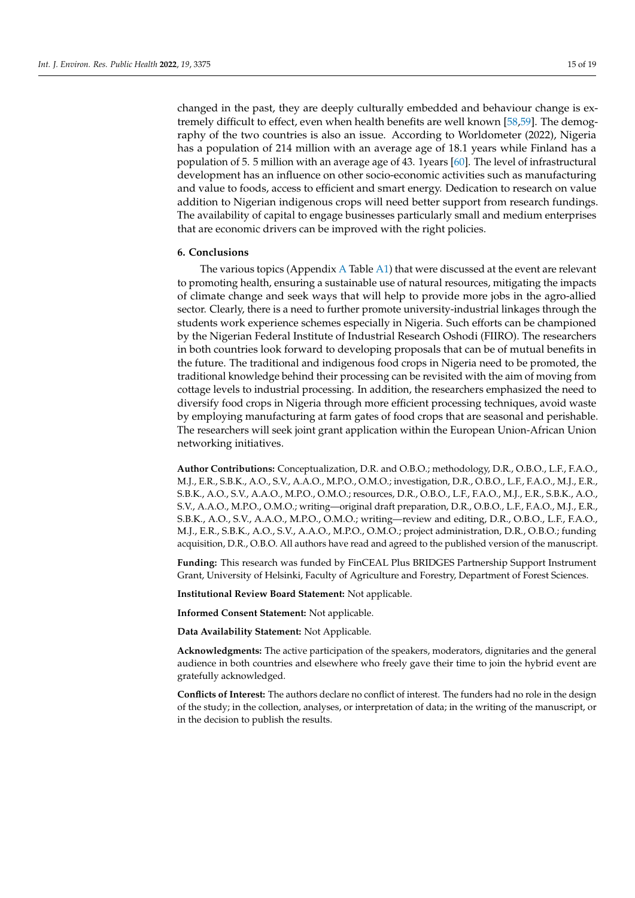changed in the past, they are deeply culturally embedded and behaviour change is extremely difficult to effect, even when health benefits are well known [58,59]. The demography of the two countries is also an issue. According to Worldometer (2022), Nigeria has a population of 214 million with an average age of 18.1 years while Finland has a population of 5. 5 million with an average age of 43. 1years [60]. The level of infrastructural development has an influence on other socio-economic activities such as manufacturing and value to foods, access to efficient and smart energy. Dedication to research on value addition to Nigerian indigenous crops will need better support from research fundings. The availability of capital to engage businesses particularly small and medium enterprises that are economic drivers can be improved with the right policies.

## 6. Conclusions

The various topics (Appendix A Table A1) that were discussed at the event are relevant to promoting health, ensuring a sustainable use of natural resources, mitigating the impacts of climate change and seek ways that will help to provide more jobs in the agro-allied sector. Clearly, there is a need to further promote university-industrial linkages through the students work experience schemes especially in Nigeria. Such efforts can be championed by the Nigerian Federal Institute of Industrial Research Oshodi (FIIRO). The researchers in both countries look forward to developing proposals that can be of mutual benefits in the future. The traditional and indigenous food crops in Nigeria need to be promoted, the traditional knowledge behind their processing can be revisited with the aim of moving from cottage levels to industrial processing. In addition, the researchers emphasized the need to diversify food crops in Nigeria through more efficient processing techniques, avoid waste by employing manufacturing at farm gates of food crops that are seasonal and perishable. The researchers will seek joint grant application within the European Union-African Union networking initiatives.

**Author Contributions:** Conceptualization, D.R. and O.B.O.; methodology, D.R., O.B.O., L.F., F.A.O., M.J., E.R., S.B.K., A.O., S.V., A.A.O., M.P.O., O.M.O.; investigation, D.R., O.B.O., L.F., F.A.O., M.J., E.R., S.B.K., A.O., S.V., A.A.O., M.P.O., O.M.O.; resources, D.R., O.B.O., L.F., F.A.O., M.J., E.R., S.B.K., A.O., S.V., A.A.O., M.P.O., O.M.O.; writing—original draft preparation, D.R., O.B.O., L.F., F.A.O., M.J., E.R., S.B.K., A.O., S.V., A.A.O., M.P.O., O.M.O.; writing—review and editing, D.R., O.B.O., L.F., F.A.O., M.J., E.R., S.B.K., A.O., S.V., A.A.O., M.P.O., O.M.O.; project administration, D.R., O.B.O.; funding acquisition, D.R., O.B.O. All authors have read and agreed to the published version of the manuscript.

**Funding:** This research was funded by FinCEAL Plus BRIDGES Partnership Support Instrument Grant, University of Helsinki, Faculty of Agriculture and Forestry, Department of Forest Sciences.

**Institutional Review Board Statement:** Not applicable.

**Informed Consent Statement:** Not applicable.

**Data Availability Statement:** Not Applicable.

**Acknowledgments:** The active participation of the speakers, moderators, dignitaries and the general audience in both countries and elsewhere who freely gave their time to join the hybrid event are gratefully acknowledged.

**Conflicts of Interest:** The authors declare no conflict of interest. The funders had no role in the design of the study; in the collection, analyses, or interpretation of data; in the writing of the manuscript, or in the decision to publish the results.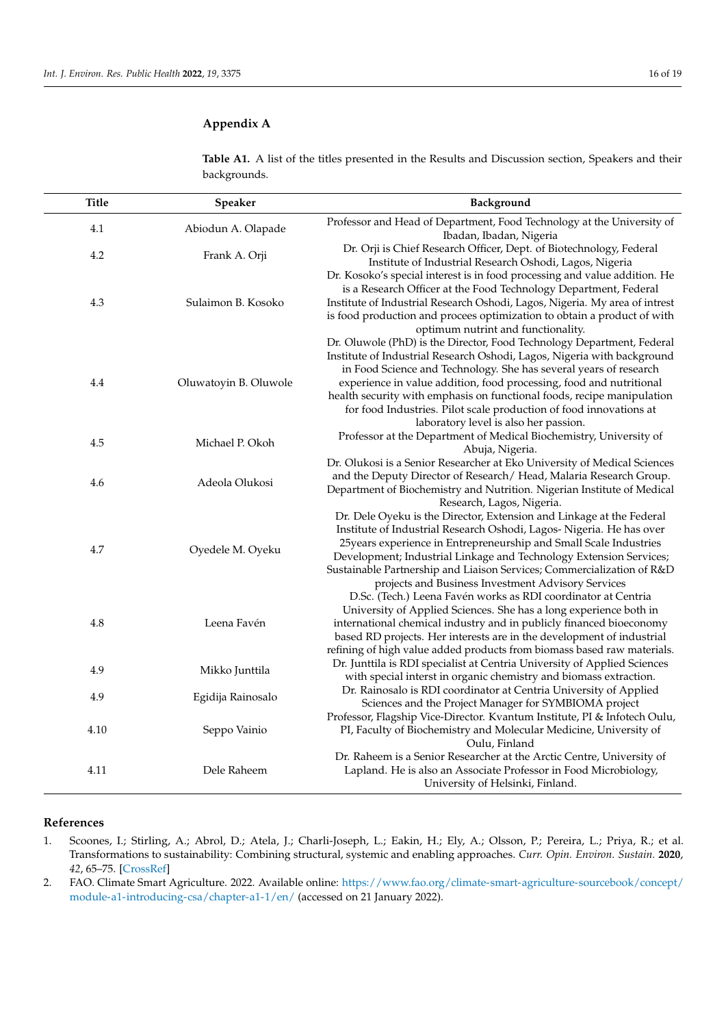## Appendix A

**Table A1.** A list of the titles presented in the Results and Discussion section, Speakers and their backgrounds.

| Title | Speaker | Background |
|---|---|---|
| 4.1 | Abiodun A. Olapade | Professor and Head of Department, Food Technology at the University of Ibadan, Ibadan, Nigeria |
| 4.2 | Frank A. Orji | Dr. Orji is Chief Research Officer, Dept. of Biotechnology, Federal Institute of Industrial Research Oshodi, Lagos, Nigeria |
| 4.3 | Sulaimon B. Kosoko | Dr. Kosoko's special interest is in food processing and value addition. He is a Research Officer at the Food Technology Department, Federal Institute of Industrial Research Oshodi, Lagos, Nigeria. My area of intrest is food production and procees optimization to obtain a product of with optimum nutrint and functionality. |
| 4.4 | Oluwatoyin B. Oluwole | Dr. Oluwole (PhD) is the Director, Food Technology Department, Federal Institute of Industrial Research Oshodi, Lagos, Nigeria with background in Food Science and Technology. She has several years of research experience in value addition, food processing, food and nutritional health security with emphasis on functional foods, recipe manipulation for food Industries. Pilot scale production of food innovations at laboratory level is also her passion. |
| 4.5 | Michael P. Okoh | Professor at the Department of Medical Biochemistry, University of Abuja, Nigeria. |
| 4.6 | Adeola Olukosi | Dr. Olukosi is a Senior Researcher at Eko University of Medical Sciences and the Deputy Director of Research/ Head, Malaria Research Group. Department of Biochemistry and Nutrition. Nigerian Institute of Medical Research, Lagos, Nigeria. |
| 4.7 | Oyedele M. Oyeku | Dr. Dele Oyeku is the Director, Extension and Linkage at the Federal Institute of Industrial Research Oshodi, Lagos- Nigeria. He has over 25years experience in Entrepreneurship and Small Scale Industries Development; Industrial Linkage and Technology Extension Services; Sustainable Partnership and Liaison Services; Commercialization of R&D projects and Business Investment Advisory Services |
| 4.8 | Leena Favén | D.Sc. (Tech.) Leena Favén works as RDI coordinator at Centria University of Applied Sciences. She has a long experience both in international chemical industry and in publicly financed bioeconomy based RD projects. Her interests are in the development of industrial refining of high value added products from biomass based raw materials. |
| 4.9 | Mikko Junttila | Dr. Junttila is RDI specialist at Centria University of Applied Sciences with special interest in organic chemistry and biomass extraction. |
| 4.9 | Egidija Rainosalo | Dr. Rainosalo is RDI coordinator at Centria University of Applied Sciences and the Project Manager for SYMBIOMA project |
| 4.10 | Seppo Vainio | Professor, Flagship Vice-Director. Kvantum Institute, PI & Infotech Oulu, PI, Faculty of Biochemistry and Molecular Medicine, University of Oulu, Finland |
| 4.11 | Dele Raheem | Dr. Raheem is a Senior Researcher at the Arctic Centre, University of Lapland. He is also an Associate Professor in Food Microbiology, University of Helsinki, Finland. |

## References

1. Scoones, I.; Stirling, A.; Abrol, D.; Atela, J.; Charli-Joseph, L.; Eakin, H.; Ely, A.; Olsson, P.; Pereira, L.; Priya, R.; et al. Transformations to sustainability: Combining structural, systemic and enabling approaches. *Curr. Opin. Environ. Sustain.* **2020**, *42*, 65–75. [CrossRef]
2. FAO. Climate Smart Agriculture. 2022. Available online: https://www.fao.org/climate-smart-agriculture-sourcebook/concept/module-a1-introducing-csa/chapter-a1-1/en/ (accessed on 21 January 2022).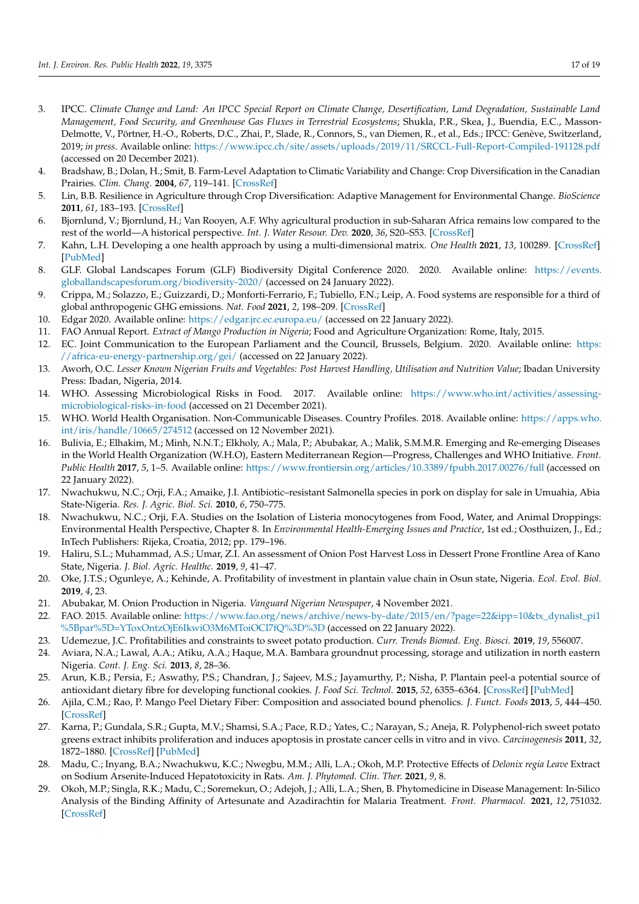3. IPCC. *Climate Change and Land: An IPCC Special Report on Climate Change, Desertification, Land Degradation, Sustainable Land Management, Food Security, and Greenhouse Gas Fluxes in Terrestrial Ecosystems*; Shukla, P.R., Skea, J., Buendia, E.C., Masson-Delmotte, V., Pörtner, H.-O., Roberts, D.C., Zhai, P., Slade, R., Connors, S., van Diemen, R., et al., Eds.; IPCC: Genève, Switzerland, 2019; *in press*. Available online: https://www.ipcc.ch/site/assets/uploads/2019/11/SRCCL-Full-Report-Compiled-191128.pdf (accessed on 20 December 2021).
4. Bradshaw, B.; Dolan, H.; Smit, B. Farm-Level Adaptation to Climatic Variability and Change: Crop Diversification in the Canadian Prairies. *Clim. Chang.* **2004**, *67*, 119–141. [CrossRef]
5. Lin, B.B. Resilience in Agriculture through Crop Diversification: Adaptive Management for Environmental Change. *BioScience* **2011**, *61*, 183–193. [CrossRef]
6. Bjornlund, V.; Bjornlund, H.; Van Rooyen, A.F. Why agricultural production in sub-Saharan Africa remains low compared to the rest of the world—A historical perspective. *Int. J. Water Resour. Dev.* **2020**, *36*, S20–S53. [CrossRef]
7. Kahn, L.H. Developing a one health approach by using a multi-dimensional matrix. *One Health* **2021**, *13*, 100289. [CrossRef] [PubMed]
8. GLF. Global Landscapes Forum (GLF) Biodiversity Digital Conference 2020. 2020. Available online: https://events.globallandscapesforum.org/biodiversity-2020/ (accessed on 24 January 2022).
9. Crippa, M.; Solazzo, E.; Guizzardi, D.; Monforti-Ferrario, F.; Tubiello, F.N.; Leip, A. Food systems are responsible for a third of global anthropogenic GHG emissions. *Nat. Food* **2021**, *2*, 198–209. [CrossRef]
10. Edgar 2020. Available online: https://edgar.jrc.ec.europa.eu/ (accessed on 22 January 2022).
11. FAO Annual Report. *Extract of Mango Production in Nigeria*; Food and Agriculture Organization: Rome, Italy, 2015.
12. EC. Joint Communication to the European Parliament and the Council, Brussels, Belgium. 2020. Available online: https://africa-eu-energy-partnership.org/gei/ (accessed on 22 January 2022).
13. Aworh, O.C. *Lesser Known Nigerian Fruits and Vegetables: Post Harvest Handling, Utilisation and Nutrition Value*; Ibadan University Press: Ibadan, Nigeria, 2014.
14. WHO. Assessing Microbiological Risks in Food. 2017. Available online: https://www.who.int/activities/assessing-microbiological-risks-in-food (accessed on 21 December 2021).
15. WHO. World Health Organisation. Non-Communicable Diseases. Country Profiles. 2018. Available online: https://apps.who.int/iris/handle/10665/274512 (accessed on 12 November 2021).
16. Bulivia, E.; Elhakim, M.; Minh, N.N.T.; Elkholy, A.; Mala, P.; Abubakar, A.; Malik, S.M.M.R. Emerging and Re-emerging Diseases in the World Health Organization (W.H.O), Eastern Mediterranean Region—Progress, Challenges and WHO Initiative. *Front. Public Health* **2017**, *5*, 1–5. Available online: https://www.frontiersin.org/articles/10.3389/fpubh.2017.00276/full (accessed on 22 January 2022).
17. Nwachukwu, N.C.; Orji, F.A.; Amaike, J.I. Antibiotic–resistant Salmonella species in pork on display for sale in Umuahia, Abia State-Nigeria. *Res. J. Agric. Biol. Sci.* **2010**, *6*, 750–775.
18. Nwachukwu, N.C.; Orji, F.A. Studies on the Isolation of Listeria monocytogenes from Food, Water, and Animal Droppings: Environmental Health Perspective, Chapter 8. In *Environmental Health-Emerging Issues and Practice*, 1st ed.; Oosthuizen, J., Ed.; InTech Publishers: Rijeka, Croatia, 2012; pp. 179–196.
19. Haliru, S.L.; Muhammad, A.S.; Umar, Z.I. An assessment of Onion Post Harvest Loss in Dessert Prone Frontline Area of Kano State, Nigeria. *J. Biol. Agric. Healthc.* **2019**, *9*, 41–47.
20. Oke, J.T.S.; Ogunleye, A.; Kehinde, A. Profitability of investment in plantain value chain in Osun state, Nigeria. *Ecol. Evol. Biol.* **2019**, *4*, 23.
21. Abubakar, M. Onion Production in Nigeria. *Vanguard Nigerian Newspaper*, 4 November 2021.
22. FAO. 2015. Available online: https://www.fao.org/news/archive/news-by-date/2015/en/?page=22&ipp=10&tx_dynalist_pi1%5Bpar%5D=YToxOntzOjE6IkwiO3M6MToiOCI7fQ%3D%3D (accessed on 22 January 2022).
23. Udemezue, J.C. Profitabilities and constraints to sweet potato production. *Curr. Trends Biomed. Eng. Biosci.* **2019**, *19*, 556007.
24. Aviara, N.A.; Lawal, A.A.; Atiku, A.A.; Haque, M.A. Bambara groundnut processing, storage and utilization in north eastern Nigeria. *Cont. J. Eng. Sci.* **2013**, *8*, 28–36.
25. Arun, K.B.; Persia, F.; Aswathy, P.S.; Chandran, J.; Sajeev, M.S.; Jayamurthy, P.; Nisha, P. Plantain peel-a potential source of antioxidant dietary fibre for developing functional cookies. *J. Food Sci. Technol.* **2015**, *52*, 6355–6364. [CrossRef] [PubMed]
26. Ajila, C.M.; Rao, P. Mango Peel Dietary Fiber: Composition and associated bound phenolics. *J. Funct. Foods* **2013**, *5*, 444–450. [CrossRef]
27. Karna, P.; Gundala, S.R.; Gupta, M.V.; Shamsi, S.A.; Pace, R.D.; Yates, C.; Narayan, S.; Aneja, R. Polyphenol-rich sweet potato greens extract inhibits proliferation and induces apoptosis in prostate cancer cells in vitro and in vivo. *Carcinogenesis* **2011**, *32*, 1872–1880. [CrossRef] [PubMed]
28. Madu, C.; Inyang, B.A.; Nwachukwu, K.C.; Nwegbu, M.M.; Alli, L.A.; Okoh, M.P. Protective Effects of *Delonix regia Leave* Extract on Sodium Arsenite-Induced Hepatotoxicity in Rats. *Am. J. Phytomed. Clin. Ther.* **2021**, *9*, 8.
29. Okoh, M.P.; Singla, R.K.; Madu, C.; Soremekun, O.; Adejoh, J.; Alli, L.A.; Shen, B. Phytomedicine in Disease Management: In-Silico Analysis of the Binding Affinity of Artesunate and Azadirachtin for Malaria Treatment. *Front. Pharmacol.* **2021**, *12*, 751032. [CrossRef]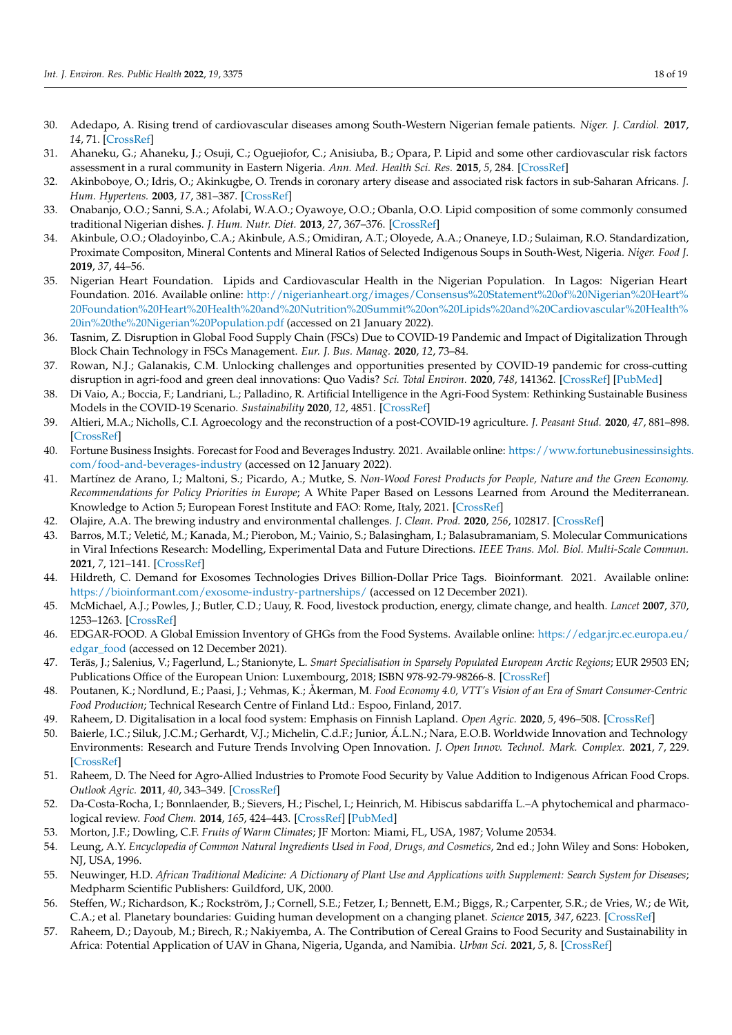30. Adedapo, A. Rising trend of cardiovascular diseases among South-Western Nigerian female patients. *Niger. J. Cardiol.* **2017**, *14*, 71. [CrossRef]
31. Ahaneku, G.; Ahaneku, J.; Osuji, C.; Oguejiofor, C.; Anisiuba, B.; Opara, P. Lipid and some other cardiovascular risk factors assessment in a rural community in Eastern Nigeria. *Ann. Med. Health Sci. Res.* **2015**, *5*, 284. [CrossRef]
32. Akinboboye, O.; Idris, O.; Akinkugbe, O. Trends in coronary artery disease and associated risk factors in sub-Saharan Africans. *J. Hum. Hypertens.* **2003**, *17*, 381–387. [CrossRef]
33. Onabanjo, O.O.; Sanni, S.A.; Afolabi, W.A.O.; Oyawoye, O.O.; Obanla, O.O. Lipid composition of some commonly consumed traditional Nigerian dishes. *J. Hum. Nutr. Diet.* **2013**, *27*, 367–376. [CrossRef]
34. Akinbule, O.O.; Oladoyinbo, C.A.; Akinbule, A.S.; Omidiran, A.T.; Oloyede, A.A.; Onaneye, I.D.; Sulaiman, R.O. Standardization, Proximate Compositon, Mineral Contents and Mineral Ratios of Selected Indigenous Soups in South-West, Nigeria. *Niger. Food J.* **2019**, *37*, 44–56.
35. Nigerian Heart Foundation. Lipids and Cardiovascular Health in the Nigerian Population. In Lagos: Nigerian Heart Foundation. 2016. Available online: http://nigerianheart.org/images/Consensus%20Statement%20of%20Nigerian%20Heart%20Foundation%20Heart%20Health%20and%20Nutrition%20Summit%20on%20Lipids%20and%20Cardiovascular%20Health%20in%20the%20Nigerian%20Population.pdf (accessed on 21 January 2022).
36. Tasnim, Z. Disruption in Global Food Supply Chain (FSCs) Due to COVID-19 Pandemic and Impact of Digitalization Through Block Chain Technology in FSCs Management. *Eur. J. Bus. Manag.* **2020**, *12*, 73–84.
37. Rowan, N.J.; Galanakis, C.M. Unlocking challenges and opportunities presented by COVID-19 pandemic for cross-cutting disruption in agri-food and green deal innovations: Quo Vadis? *Sci. Total Environ.* **2020**, *748*, 141362. [CrossRef] [PubMed]
38. Di Vaio, A.; Boccia, F.; Landriani, L.; Palladino, R. Artificial Intelligence in the Agri-Food System: Rethinking Sustainable Business Models in the COVID-19 Scenario. *Sustainability* **2020**, *12*, 4851. [CrossRef]
39. Altieri, M.A.; Nicholls, C.I. Agroecology and the reconstruction of a post-COVID-19 agriculture. *J. Peasant Stud.* **2020**, *47*, 881–898. [CrossRef]
40. Fortune Business Insights. Forecast for Food and Beverages Industry. 2021. Available online: https://www.fortunebusinessinsights.com/food-and-beverages-industry (accessed on 12 January 2022).
41. Martínez de Arano, I.; Maltoni, S.; Picardo, A.; Mutke, S. *Non-Wood Forest Products for People, Nature and the Green Economy. Recommendations for Policy Priorities in Europe*; A White Paper Based on Lessons Learned from Around the Mediterranean. Knowledge to Action 5; European Forest Institute and FAO: Rome, Italy, 2021. [CrossRef]
42. Olajire, A.A. The brewing industry and environmental challenges. *J. Clean. Prod.* **2020**, *256*, 102817. [CrossRef]
43. Barros, M.T.; Veletić, M.; Kanada, M.; Pierobon, M.; Vainio, S.; Balasingham, I.; Balasubramaniam, S. Molecular Communications in Viral Infections Research: Modelling, Experimental Data and Future Directions. *IEEE Trans. Mol. Biol. Multi-Scale Commun.* **2021**, *7*, 121–141. [CrossRef]
44. Hildreth, C. Demand for Exosomes Technologies Drives Billion-Dollar Price Tags. Bioinformant. 2021. Available online: https://bioinformant.com/exosome-industry-partnerships/ (accessed on 12 December 2021).
45. McMichael, A.J.; Powles, J.; Butler, C.D.; Uauy, R. Food, livestock production, energy, climate change, and health. *Lancet* **2007**, *370*, 1253–1263. [CrossRef]
46. EDGAR-FOOD. A Global Emission Inventory of GHGs from the Food Systems. Available online: https://edgar.jrc.ec.europa.eu/edgar_food (accessed on 12 December 2021).
47. Teräs, J.; Salenius, V.; Fagerlund, L.; Stanionyte, L. *Smart Specialisation in Sparsely Populated European Arctic Regions*; EUR 29503 EN; Publications Office of the European Union: Luxembourg, 2018; ISBN 978-92-79-98266-8. [CrossRef]
48. Poutanen, K.; Nordlund, E.; Paasi, J.; Vehmas, K.; Åkerman, M. *Food Economy 4.0, VTT's Vision of an Era of Smart Consumer-Centric Food Production*; Technical Research Centre of Finland Ltd.: Espoo, Finland, 2017.
49. Raheem, D. Digitalisation in a local food system: Emphasis on Finnish Lapland. *Open Agric.* **2020**, *5*, 496–508. [CrossRef]
50. Baierle, I.C.; Siluk, J.C.M.; Gerhardt, V.J.; Michelin, C.d.F.; Junior, Á.L.N.; Nara, E.O.B. Worldwide Innovation and Technology Environments: Research and Future Trends Involving Open Innovation. *J. Open Innov. Technol. Mark. Complex.* **2021**, *7*, 229. [CrossRef]
51. Raheem, D. The Need for Agro-Allied Industries to Promote Food Security by Value Addition to Indigenous African Food Crops. *Outlook Agric.* **2011**, *40*, 343–349. [CrossRef]
52. Da-Costa-Rocha, I.; Bonnlaender, B.; Sievers, H.; Pischel, I.; Heinrich, M. Hibiscus sabdariffa L.–A phytochemical and pharmacological review. *Food Chem.* **2014**, *165*, 424–443. [CrossRef] [PubMed]
53. Morton, J.F.; Dowling, C.F. *Fruits of Warm Climates*; JF Morton: Miami, FL, USA, 1987; Volume 20534.
54. Leung, A.Y. *Encyclopedia of Common Natural Ingredients Used in Food, Drugs, and Cosmetics*, 2nd ed.; John Wiley and Sons: Hoboken, NJ, USA, 1996.
55. Neuwinger, H.D. *African Traditional Medicine: A Dictionary of Plant Use and Applications with Supplement: Search System for Diseases*; Medpharm Scientific Publishers: Guildford, UK, 2000.
56. Steffen, W.; Richardson, K.; Rockström, J.; Cornell, S.E.; Fetzer, I.; Bennett, E.M.; Biggs, R.; Carpenter, S.R.; de Vries, W.; de Wit, C.A.; et al. Planetary boundaries: Guiding human development on a changing planet. *Science* **2015**, *347*, 6223. [CrossRef]
57. Raheem, D.; Dayoub, M.; Birech, R.; Nakiyemba, A. The Contribution of Cereal Grains to Food Security and Sustainability in Africa: Potential Application of UAV in Ghana, Nigeria, Uganda, and Namibia. *Urban Sci.* **2021**, *5*, 8. [CrossRef]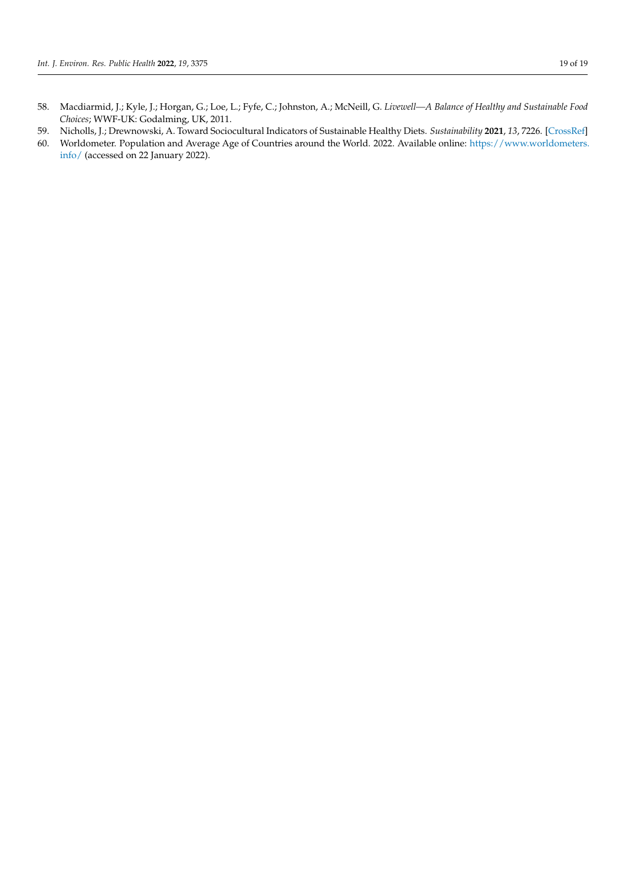58. Macdiarmid, J.; Kyle, J.; Horgan, G.; Loe, L.; Fyfe, C.; Johnston, A.; McNeill, G. *Livewell—A Balance of Healthy and Sustainable Food Choices*; WWF-UK: Godalming, UK, 2011.
59. Nicholls, J.; Drewnowski, A. Toward Sociocultural Indicators of Sustainable Healthy Diets. *Sustainability* **2021**, *13*, 7226. [CrossRef]
60. Worldometer. Population and Average Age of Countries around the World. 2022. Available online: https://www.worldometers.info/ (accessed on 22 January 2022).